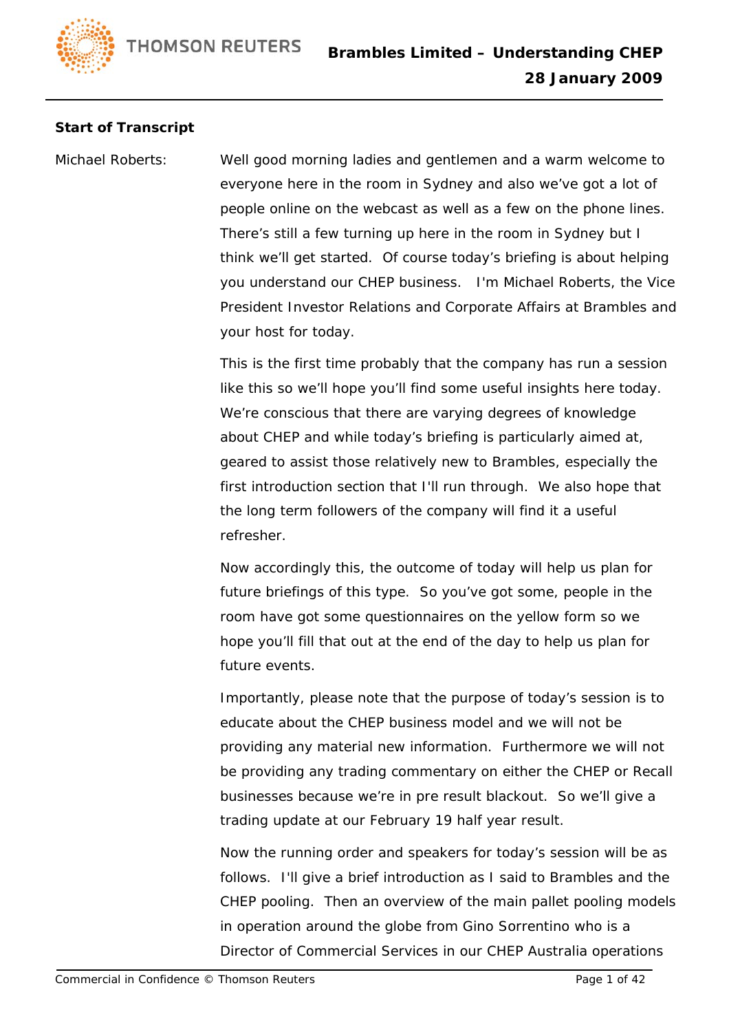**Start of Transcript**

Michael Roberts: Well good morning ladies and gentlemen and a warm welcome to everyone here in the room in Sydney and also we've got a lot of people online on the webcast as well as a few on the phone lines. There's still a few turning up here in the room in Sydney but I think we'll get started. Of course today's briefing is about helping you understand our CHEP business. I'm Michael Roberts, the Vice President Investor Relations and Corporate Affairs at Brambles and your host for today.

This is the first time probably that the company has run a session like this so we'll hope you'll find some useful insights here today. We're conscious that there are varying degrees of knowledge about CHEP and while today's briefing is particularly aimed at, geared to assist those relatively new to Brambles, especially the first introduction section that I'll run through. We also hope that the long term followers of the company will find it a useful refresher.

Now accordingly this, the outcome of today will help us plan for future briefings of this type. So you've got some, people in the room have got some questionnaires on the yellow form so we hope you'll fill that out at the end of the day to help us plan for future events.

Importantly, please note that the purpose of today's session is to educate about the CHEP business model and we will not be providing any material new information. Furthermore we will not be providing any trading commentary on either the CHEP or Recall businesses because we're in pre result blackout. So we'll give a trading update at our February 19 half year result.

Now the running order and speakers for today's session will be as follows. I'll give a brief introduction as I said to Brambles and the CHEP pooling. Then an overview of the main pallet pooling models in operation around the globe from Gino Sorrentino who is a Director of Commercial Services in our CHEP Australia operations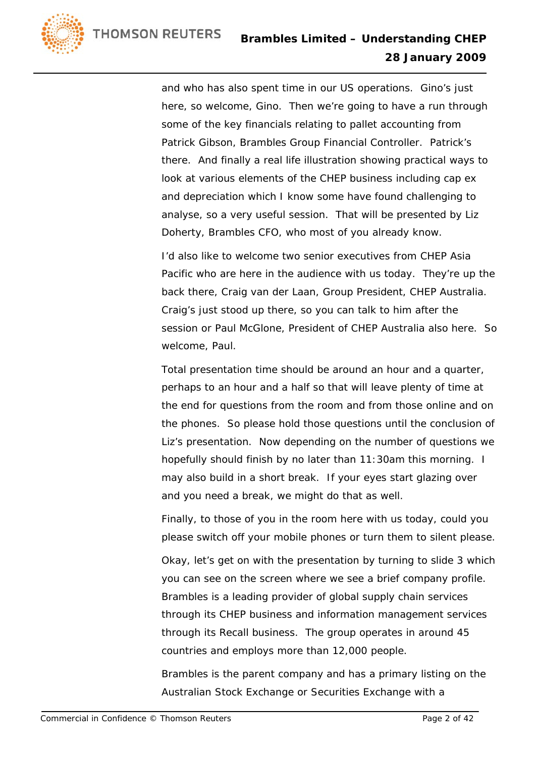and who has also spent time in our US operations. Gino's just here, so welcome, Gino. Then we're going to have a run through some of the key financials relating to pallet accounting from Patrick Gibson, Brambles Group Financial Controller. Patrick's there. And finally a real life illustration showing practical ways to look at various elements of the CHEP business including cap ex and depreciation which I know some have found challenging to analyse, so a very useful session. That will be presented by Liz Doherty, Brambles CFO, who most of you already know.

I'd also like to welcome two senior executives from CHEP Asia Pacific who are here in the audience with us today. They're up the back there, Craig van der Laan, Group President, CHEP Australia. Craig's just stood up there, so you can talk to him after the session or Paul McGlone, President of CHEP Australia also here. So welcome, Paul.

Total presentation time should be around an hour and a quarter, perhaps to an hour and a half so that will leave plenty of time at the end for questions from the room and from those online and on the phones. So please hold those questions until the conclusion of Liz's presentation. Now depending on the number of questions we hopefully should finish by no later than 11:30am this morning. I may also build in a short break. If your eyes start glazing over and you need a break, we might do that as well.

Finally, to those of you in the room here with us today, could you please switch off your mobile phones or turn them to silent please.

Okay, let's get on with the presentation by turning to slide 3 which you can see on the screen where we see a brief company profile. Brambles is a leading provider of global supply chain services through its CHEP business and information management services through its Recall business. The group operates in around 45 countries and employs more than 12,000 people.

Brambles is the parent company and has a primary listing on the Australian Stock Exchange or Securities Exchange with a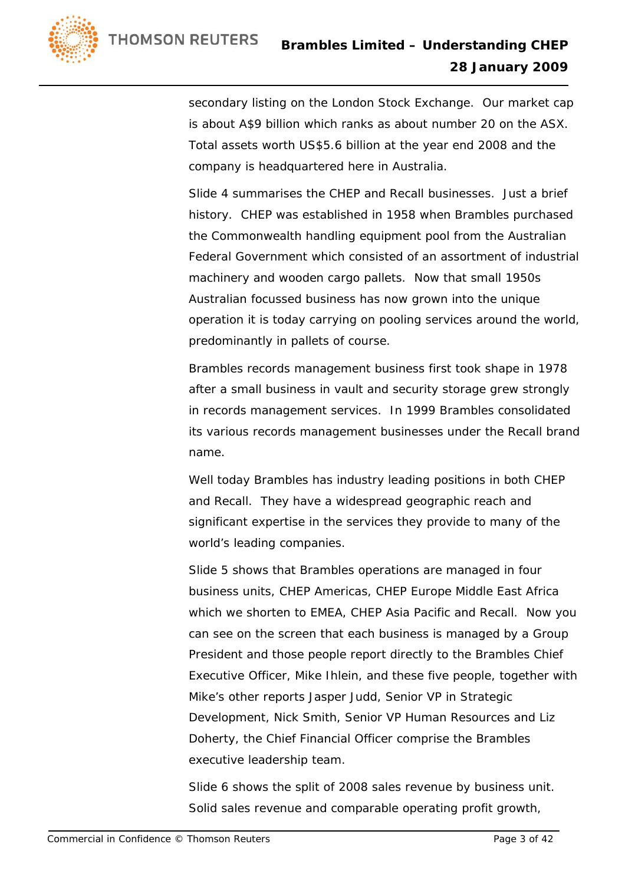secondary listing on the London Stock Exchange. Our market cap is about A$9 billion which ranks as about number 20 on the ASX. Total assets worth US$5.6 billion at the year end 2008 and the company is headquartered here in Australia.

Slide 4 summarises the CHEP and Recall businesses. Just a brief history. CHEP was established in 1958 when Brambles purchased the Commonwealth handling equipment pool from the Australian Federal Government which consisted of an assortment of industrial machinery and wooden cargo pallets. Now that small 1950s Australian focussed business has now grown into the unique operation it is today carrying on pooling services around the world, predominantly in pallets of course.

Brambles records management business first took shape in 1978 after a small business in vault and security storage grew strongly in records management services. In 1999 Brambles consolidated its various records management businesses under the Recall brand name.

Well today Brambles has industry leading positions in both CHEP and Recall. They have a widespread geographic reach and significant expertise in the services they provide to many of the world's leading companies.

Slide 5 shows that Brambles operations are managed in four business units, CHEP Americas, CHEP Europe Middle East Africa which we shorten to EMEA, CHEP Asia Pacific and Recall. Now you can see on the screen that each business is managed by a Group President and those people report directly to the Brambles Chief Executive Officer, Mike Ihlein, and these five people, together with Mike's other reports Jasper Judd, Senior VP in Strategic Development, Nick Smith, Senior VP Human Resources and Liz Doherty, the Chief Financial Officer comprise the Brambles executive leadership team.

Slide 6 shows the split of 2008 sales revenue by business unit. Solid sales revenue and comparable operating profit growth,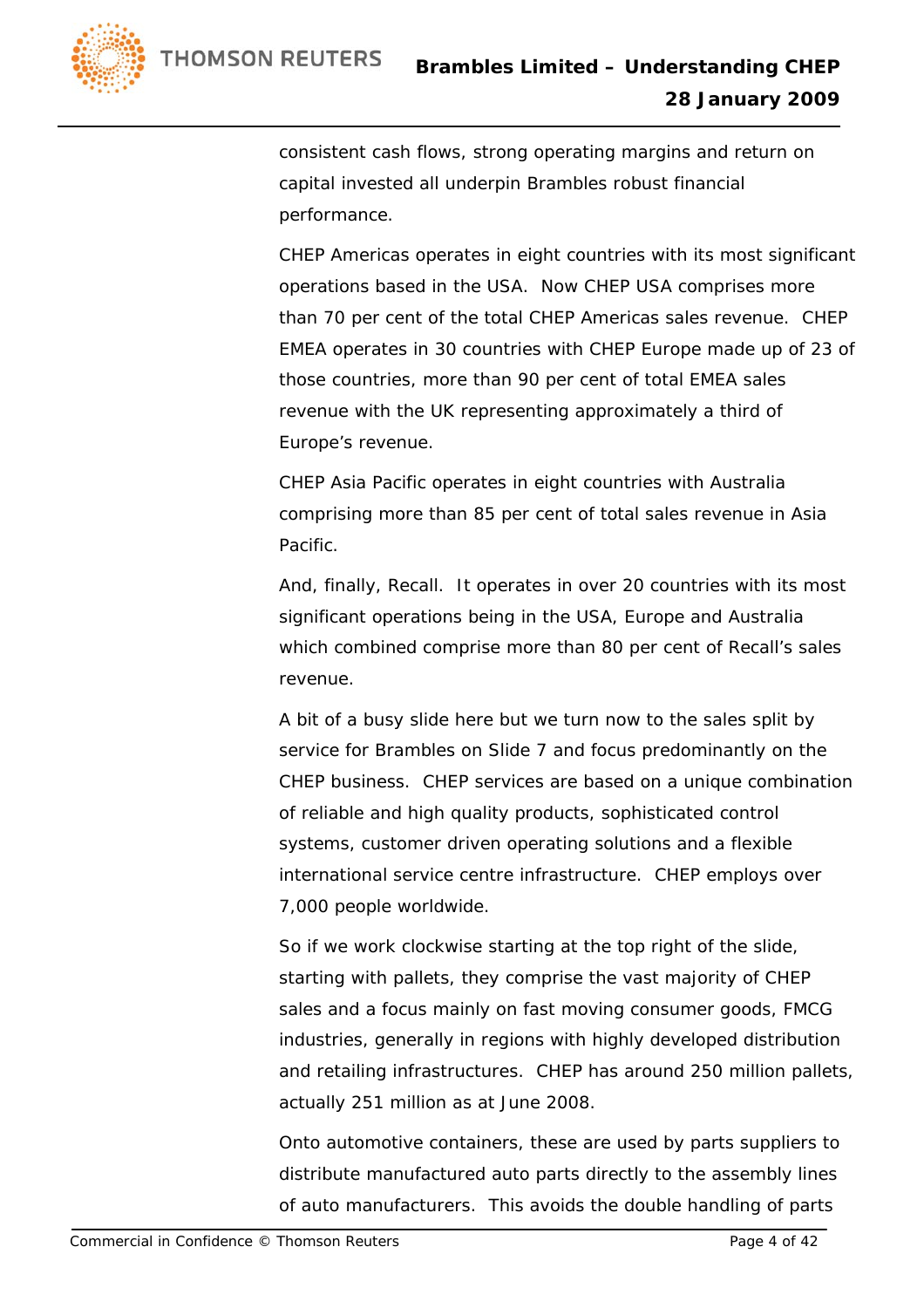consistent cash flows, strong operating margins and return on capital invested all underpin Brambles robust financial performance.

CHEP Americas operates in eight countries with its most significant operations based in the USA. Now CHEP USA comprises more than 70 per cent of the total CHEP Americas sales revenue. CHEP EMEA operates in 30 countries with CHEP Europe made up of 23 of those countries, more than 90 per cent of total EMEA sales revenue with the UK representing approximately a third of Europe's revenue.

CHEP Asia Pacific operates in eight countries with Australia comprising more than 85 per cent of total sales revenue in Asia Pacific.

And, finally, Recall. It operates in over 20 countries with its most significant operations being in the USA, Europe and Australia which combined comprise more than 80 per cent of Recall's sales revenue.

A bit of a busy slide here but we turn now to the sales split by service for Brambles on Slide 7 and focus predominantly on the CHEP business. CHEP services are based on a unique combination of reliable and high quality products, sophisticated control systems, customer driven operating solutions and a flexible international service centre infrastructure. CHEP employs over 7,000 people worldwide.

So if we work clockwise starting at the top right of the slide, starting with pallets, they comprise the vast majority of CHEP sales and a focus mainly on fast moving consumer goods, FMCG industries, generally in regions with highly developed distribution and retailing infrastructures. CHEP has around 250 million pallets, actually 251 million as at June 2008.

Onto automotive containers, these are used by parts suppliers to distribute manufactured auto parts directly to the assembly lines of auto manufacturers. This avoids the double handling of parts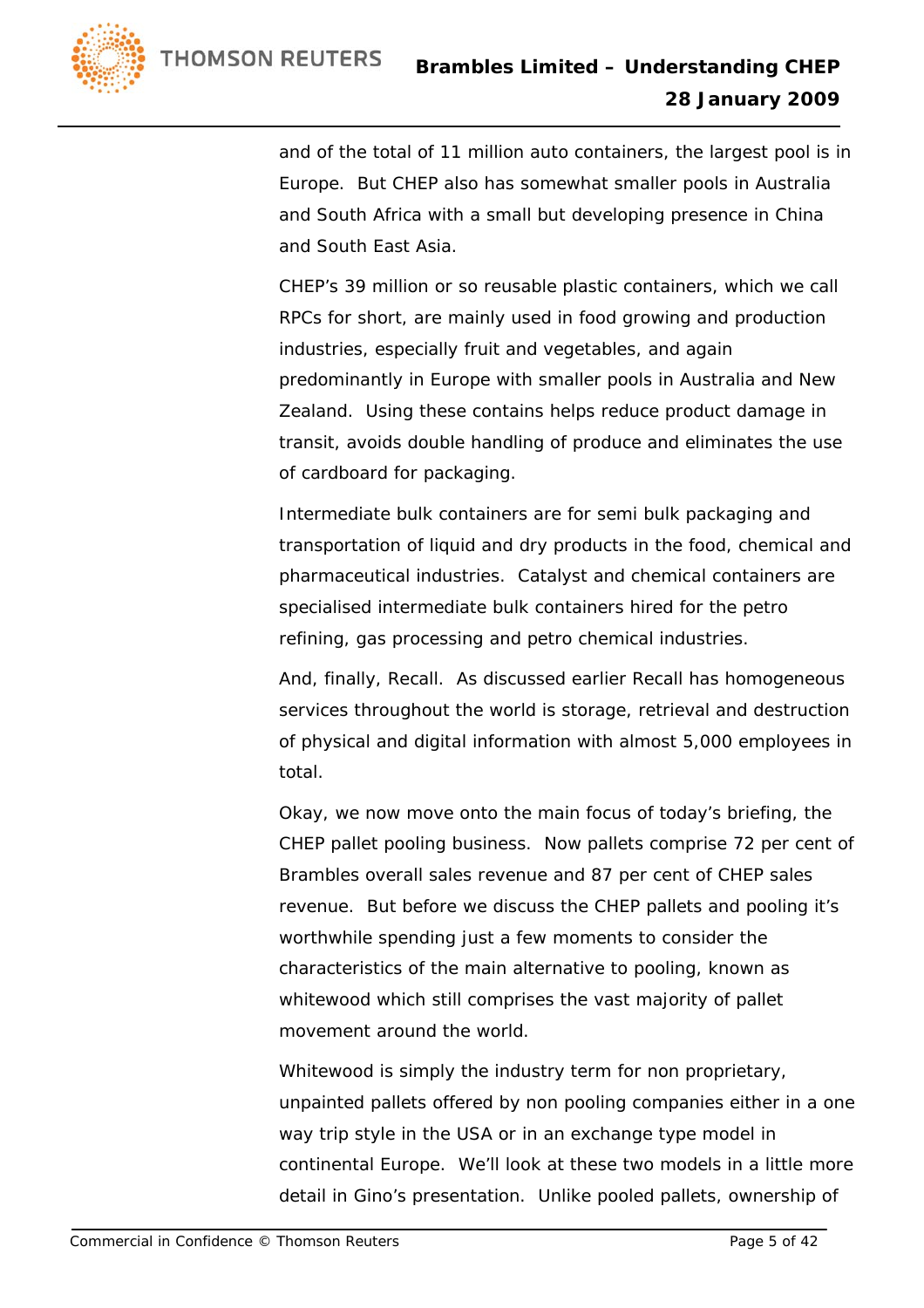and of the total of 11 million auto containers, the largest pool is in Europe. But CHEP also has somewhat smaller pools in Australia and South Africa with a small but developing presence in China and South East Asia.

CHEP's 39 million or so reusable plastic containers, which we call RPCs for short, are mainly used in food growing and production industries, especially fruit and vegetables, and again predominantly in Europe with smaller pools in Australia and New Zealand. Using these contains helps reduce product damage in transit, avoids double handling of produce and eliminates the use of cardboard for packaging.

Intermediate bulk containers are for semi bulk packaging and transportation of liquid and dry products in the food, chemical and pharmaceutical industries. Catalyst and chemical containers are specialised intermediate bulk containers hired for the petro refining, gas processing and petro chemical industries.

And, finally, Recall. As discussed earlier Recall has homogeneous services throughout the world is storage, retrieval and destruction of physical and digital information with almost 5,000 employees in total.

Okay, we now move onto the main focus of today's briefing, the CHEP pallet pooling business. Now pallets comprise 72 per cent of Brambles overall sales revenue and 87 per cent of CHEP sales revenue. But before we discuss the CHEP pallets and pooling it's worthwhile spending just a few moments to consider the characteristics of the main alternative to pooling, known as whitewood which still comprises the vast majority of pallet movement around the world.

Whitewood is simply the industry term for non proprietary, unpainted pallets offered by non pooling companies either in a one way trip style in the USA or in an exchange type model in continental Europe. We'll look at these two models in a little more detail in Gino's presentation. Unlike pooled pallets, ownership of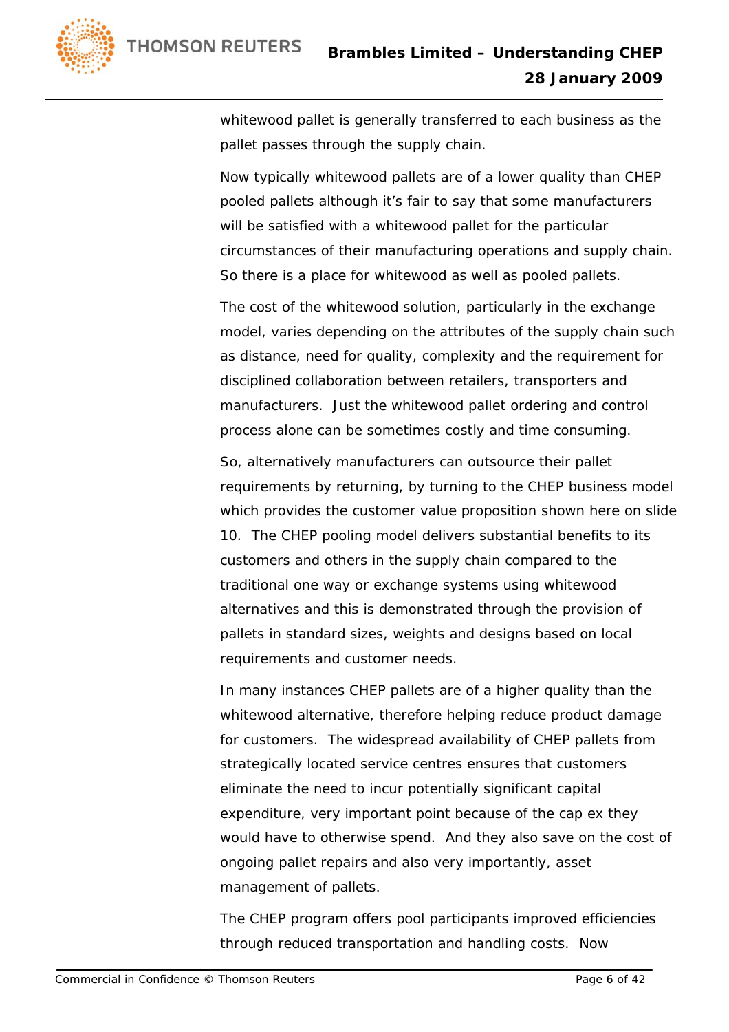whitewood pallet is generally transferred to each business as the pallet passes through the supply chain.

Now typically whitewood pallets are of a lower quality than CHEP pooled pallets although it's fair to say that some manufacturers will be satisfied with a whitewood pallet for the particular circumstances of their manufacturing operations and supply chain. So there is a place for whitewood as well as pooled pallets.

The cost of the whitewood solution, particularly in the exchange model, varies depending on the attributes of the supply chain such as distance, need for quality, complexity and the requirement for disciplined collaboration between retailers, transporters and manufacturers. Just the whitewood pallet ordering and control process alone can be sometimes costly and time consuming.

So, alternatively manufacturers can outsource their pallet requirements by returning, by turning to the CHEP business model which provides the customer value proposition shown here on slide 10. The CHEP pooling model delivers substantial benefits to its customers and others in the supply chain compared to the traditional one way or exchange systems using whitewood alternatives and this is demonstrated through the provision of pallets in standard sizes, weights and designs based on local requirements and customer needs.

In many instances CHEP pallets are of a higher quality than the whitewood alternative, therefore helping reduce product damage for customers. The widespread availability of CHEP pallets from strategically located service centres ensures that customers eliminate the need to incur potentially significant capital expenditure, very important point because of the cap ex they would have to otherwise spend. And they also save on the cost of ongoing pallet repairs and also very importantly, asset management of pallets.

The CHEP program offers pool participants improved efficiencies through reduced transportation and handling costs. Now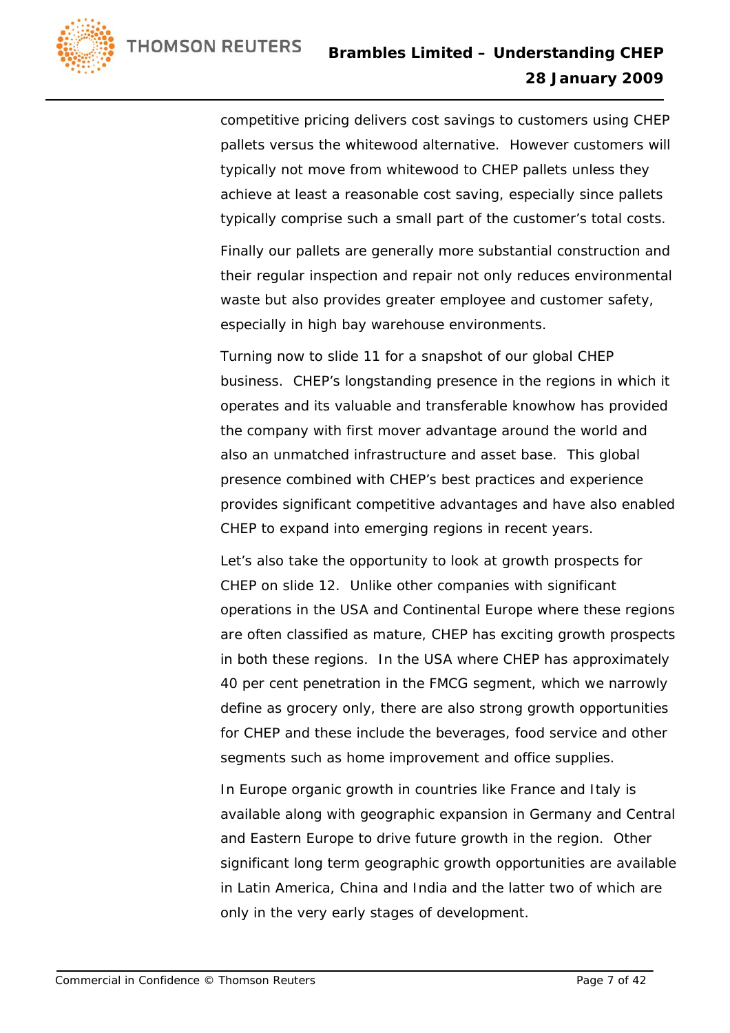competitive pricing delivers cost savings to customers using CHEP pallets versus the whitewood alternative. However customers will typically not move from whitewood to CHEP pallets unless they achieve at least a reasonable cost saving, especially since pallets typically comprise such a small part of the customer's total costs.

Finally our pallets are generally more substantial construction and their regular inspection and repair not only reduces environmental waste but also provides greater employee and customer safety, especially in high bay warehouse environments.

Turning now to slide 11 for a snapshot of our global CHEP business. CHEP's longstanding presence in the regions in which it operates and its valuable and transferable knowhow has provided the company with first mover advantage around the world and also an unmatched infrastructure and asset base. This global presence combined with CHEP's best practices and experience provides significant competitive advantages and have also enabled CHEP to expand into emerging regions in recent years.

Let's also take the opportunity to look at growth prospects for CHEP on slide 12. Unlike other companies with significant operations in the USA and Continental Europe where these regions are often classified as mature, CHEP has exciting growth prospects in both these regions. In the USA where CHEP has approximately 40 per cent penetration in the FMCG segment, which we narrowly define as grocery only, there are also strong growth opportunities for CHEP and these include the beverages, food service and other segments such as home improvement and office supplies.

In Europe organic growth in countries like France and Italy is available along with geographic expansion in Germany and Central and Eastern Europe to drive future growth in the region. Other significant long term geographic growth opportunities are available in Latin America, China and India and the latter two of which are only in the very early stages of development.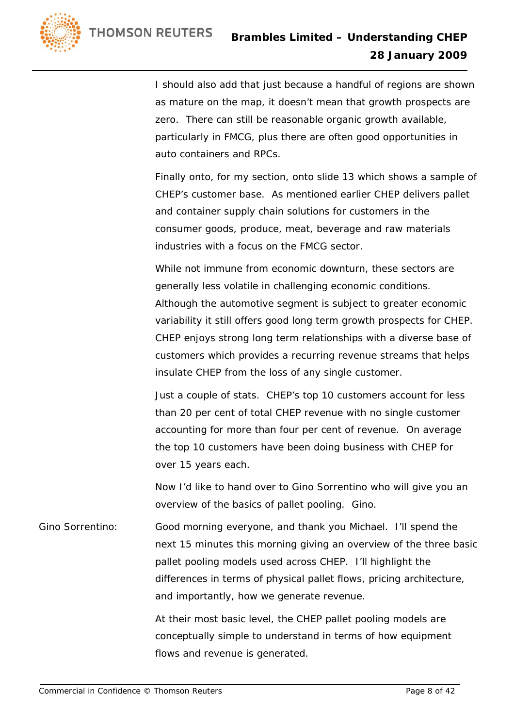I should also add that just because a handful of regions are shown as mature on the map, it doesn't mean that growth prospects are zero. There can still be reasonable organic growth available, particularly in FMCG, plus there are often good opportunities in auto containers and RPCs.

Finally onto, for my section, onto slide 13 which shows a sample of CHEP's customer base. As mentioned earlier CHEP delivers pallet and container supply chain solutions for customers in the consumer goods, produce, meat, beverage and raw materials industries with a focus on the FMCG sector.

While not immune from economic downturn, these sectors are generally less volatile in challenging economic conditions. Although the automotive segment is subject to greater economic variability it still offers good long term growth prospects for CHEP. CHEP enjoys strong long term relationships with a diverse base of customers which provides a recurring revenue streams that helps insulate CHEP from the loss of any single customer.

Just a couple of stats. CHEP's top 10 customers account for less than 20 per cent of total CHEP revenue with no single customer accounting for more than four per cent of revenue. On average the top 10 customers have been doing business with CHEP for over 15 years each.

Now I'd like to hand over to Gino Sorrentino who will give you an overview of the basics of pallet pooling. Gino.

Gino Sorrentino: Good morning everyone, and thank you Michael. I'll spend the next 15 minutes this morning giving an overview of the three basic pallet pooling models used across CHEP. I'll highlight the differences in terms of physical pallet flows, pricing architecture, and importantly, how we generate revenue.

At their most basic level, the CHEP pallet pooling models are conceptually simple to understand in terms of how equipment flows and revenue is generated.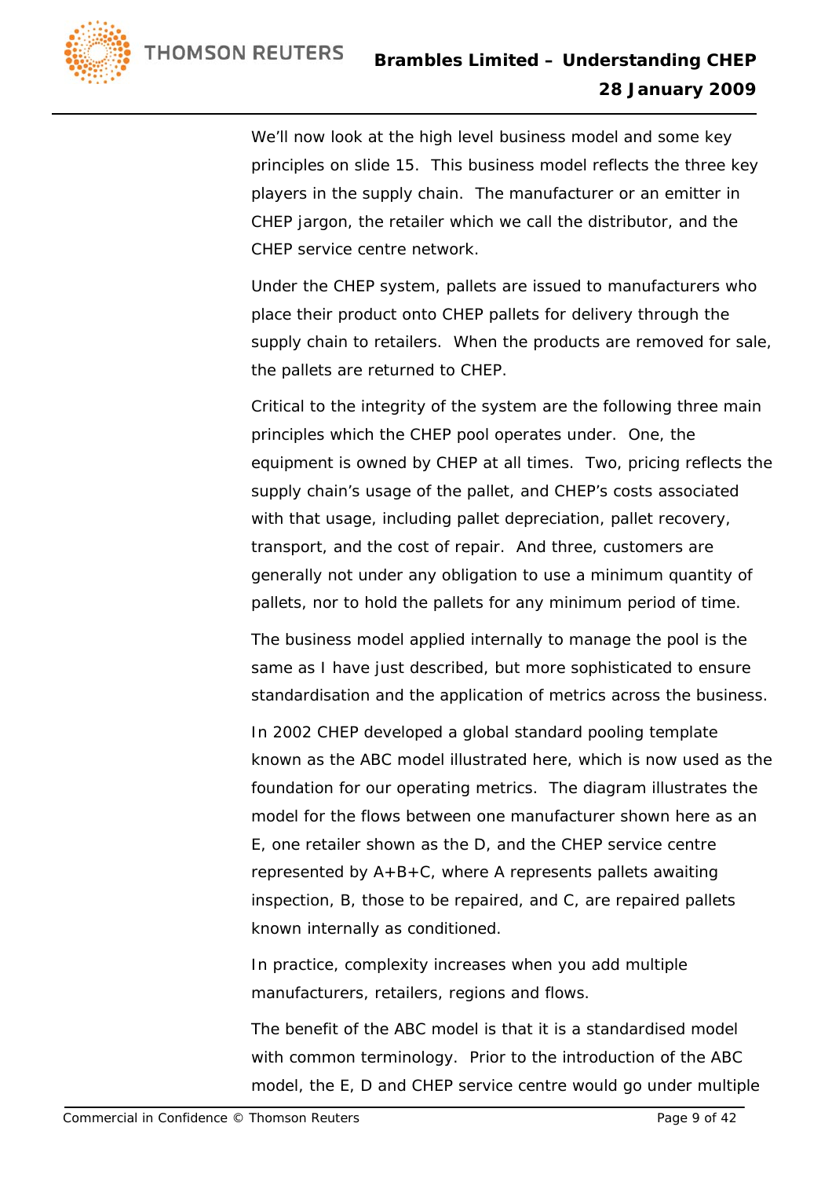We'll now look at the high level business model and some key principles on slide 15. This business model reflects the three key players in the supply chain. The manufacturer or an emitter in CHEP jargon, the retailer which we call the distributor, and the CHEP service centre network.

Under the CHEP system, pallets are issued to manufacturers who place their product onto CHEP pallets for delivery through the supply chain to retailers. When the products are removed for sale, the pallets are returned to CHEP.

Critical to the integrity of the system are the following three main principles which the CHEP pool operates under. One, the equipment is owned by CHEP at all times. Two, pricing reflects the supply chain's usage of the pallet, and CHEP's costs associated with that usage, including pallet depreciation, pallet recovery, transport, and the cost of repair. And three, customers are generally not under any obligation to use a minimum quantity of pallets, nor to hold the pallets for any minimum period of time.

The business model applied internally to manage the pool is the same as I have just described, but more sophisticated to ensure standardisation and the application of metrics across the business.

In 2002 CHEP developed a global standard pooling template known as the ABC model illustrated here, which is now used as the foundation for our operating metrics. The diagram illustrates the model for the flows between one manufacturer shown here as an E, one retailer shown as the D, and the CHEP service centre represented by A+B+C, where A represents pallets awaiting inspection, B, those to be repaired, and C, are repaired pallets known internally as conditioned.

In practice, complexity increases when you add multiple manufacturers, retailers, regions and flows.

The benefit of the ABC model is that it is a standardised model with common terminology. Prior to the introduction of the ABC model, the E, D and CHEP service centre would go under multiple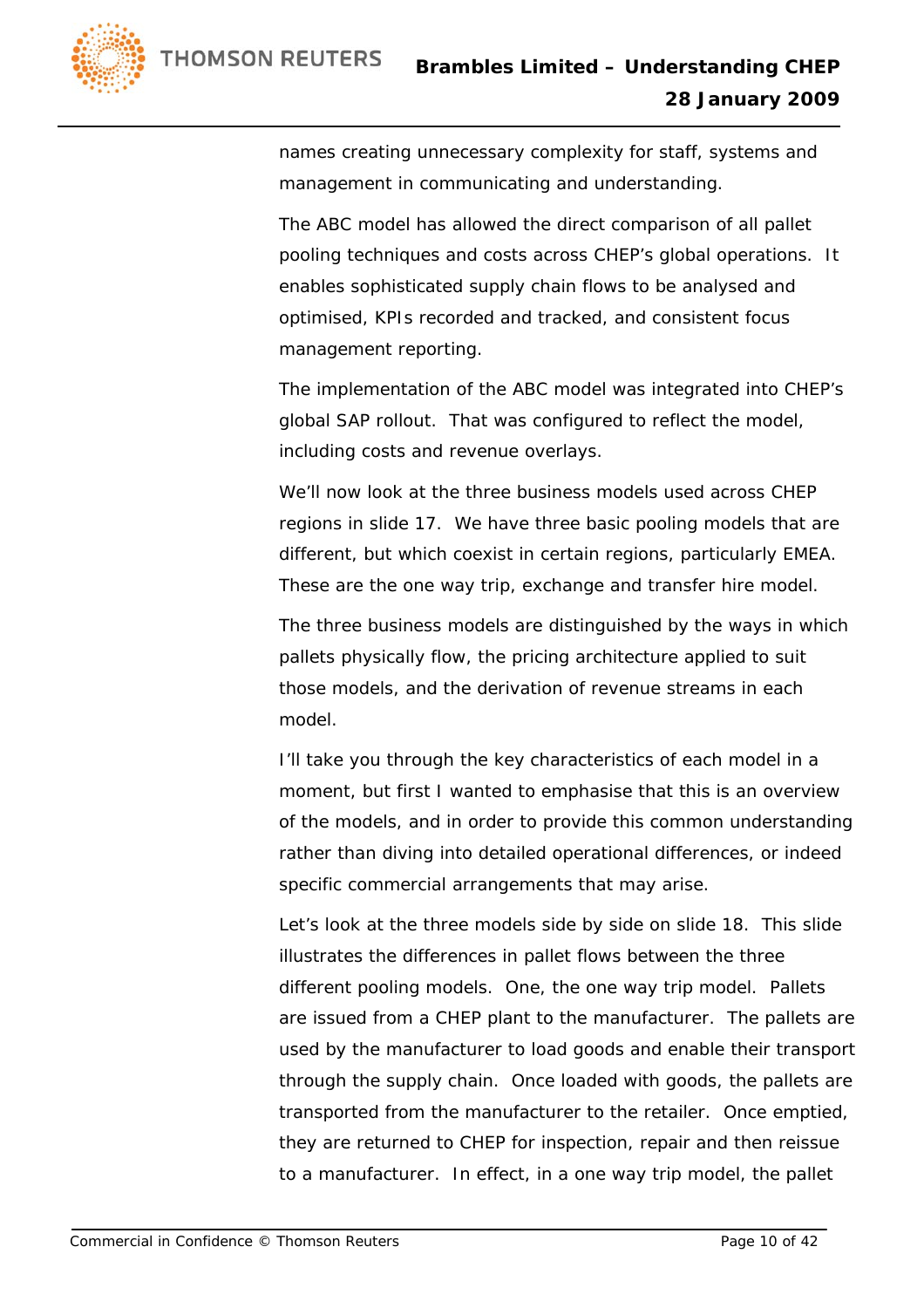names creating unnecessary complexity for staff, systems and management in communicating and understanding.

The ABC model has allowed the direct comparison of all pallet pooling techniques and costs across CHEP's global operations. It enables sophisticated supply chain flows to be analysed and optimised, KPIs recorded and tracked, and consistent focus management reporting.

The implementation of the ABC model was integrated into CHEP's global SAP rollout. That was configured to reflect the model, including costs and revenue overlays.

We'll now look at the three business models used across CHEP regions in slide 17. We have three basic pooling models that are different, but which coexist in certain regions, particularly EMEA. These are the one way trip, exchange and transfer hire model.

The three business models are distinguished by the ways in which pallets physically flow, the pricing architecture applied to suit those models, and the derivation of revenue streams in each model.

I'll take you through the key characteristics of each model in a moment, but first I wanted to emphasise that this is an overview of the models, and in order to provide this common understanding rather than diving into detailed operational differences, or indeed specific commercial arrangements that may arise.

Let's look at the three models side by side on slide 18. This slide illustrates the differences in pallet flows between the three different pooling models. One, the one way trip model. Pallets are issued from a CHEP plant to the manufacturer. The pallets are used by the manufacturer to load goods and enable their transport through the supply chain. Once loaded with goods, the pallets are transported from the manufacturer to the retailer. Once emptied, they are returned to CHEP for inspection, repair and then reissue to a manufacturer. In effect, in a one way trip model, the pallet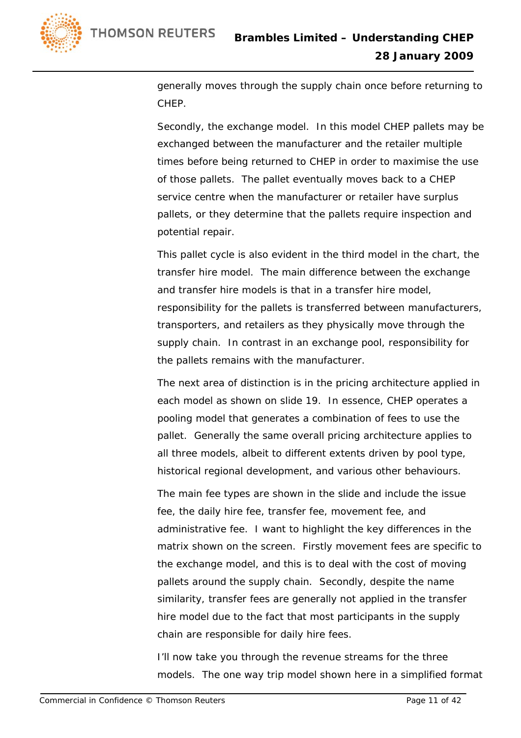generally moves through the supply chain once before returning to CHEP.

Secondly, the exchange model. In this model CHEP pallets may be exchanged between the manufacturer and the retailer multiple times before being returned to CHEP in order to maximise the use of those pallets. The pallet eventually moves back to a CHEP service centre when the manufacturer or retailer have surplus pallets, or they determine that the pallets require inspection and potential repair.

This pallet cycle is also evident in the third model in the chart, the transfer hire model. The main difference between the exchange and transfer hire models is that in a transfer hire model, responsibility for the pallets is transferred between manufacturers, transporters, and retailers as they physically move through the supply chain. In contrast in an exchange pool, responsibility for the pallets remains with the manufacturer.

The next area of distinction is in the pricing architecture applied in each model as shown on slide 19. In essence, CHEP operates a pooling model that generates a combination of fees to use the pallet. Generally the same overall pricing architecture applies to all three models, albeit to different extents driven by pool type, historical regional development, and various other behaviours.

The main fee types are shown in the slide and include the issue fee, the daily hire fee, transfer fee, movement fee, and administrative fee. I want to highlight the key differences in the matrix shown on the screen. Firstly movement fees are specific to the exchange model, and this is to deal with the cost of moving pallets around the supply chain. Secondly, despite the name similarity, transfer fees are generally not applied in the transfer hire model due to the fact that most participants in the supply chain are responsible for daily hire fees.

I'll now take you through the revenue streams for the three models. The one way trip model shown here in a simplified format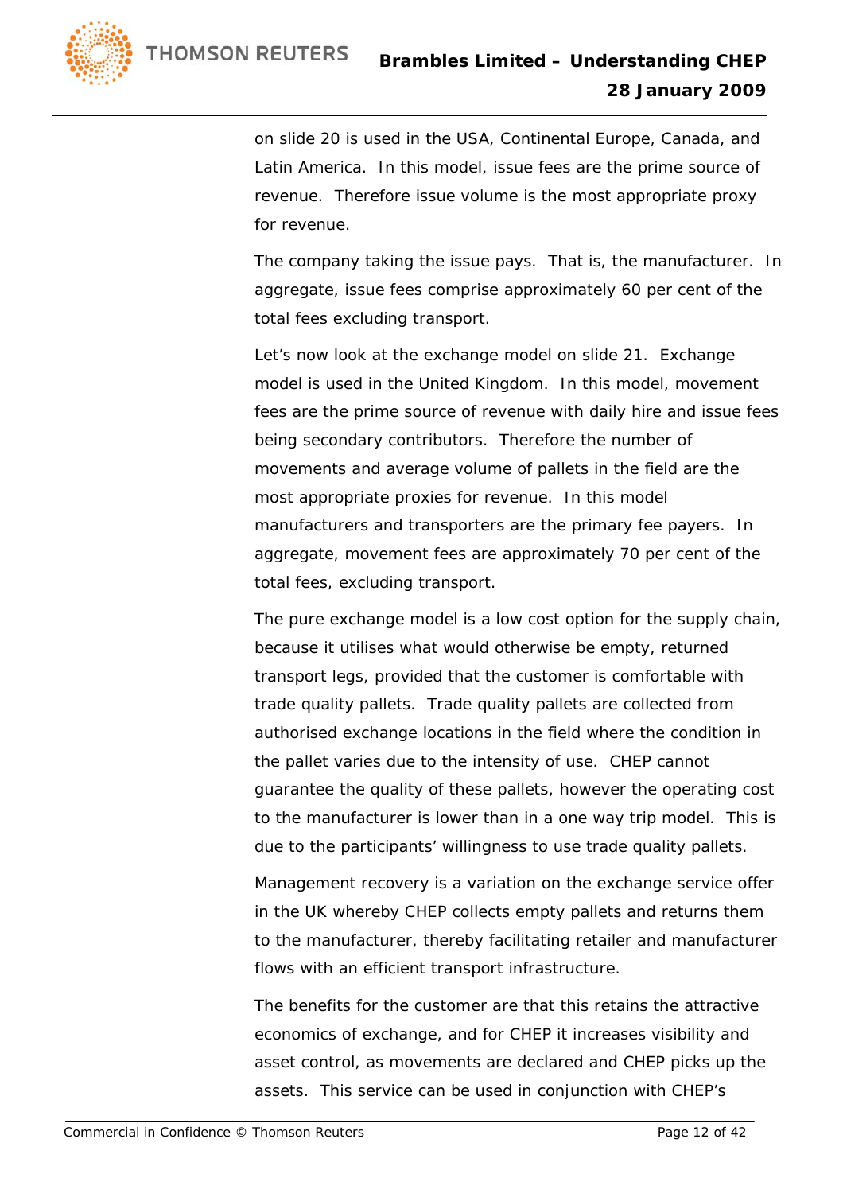on slide 20 is used in the USA, Continental Europe, Canada, and Latin America. In this model, issue fees are the prime source of revenue. Therefore issue volume is the most appropriate proxy for revenue.

The company taking the issue pays. That is, the manufacturer. In aggregate, issue fees comprise approximately 60 per cent of the total fees excluding transport.

Let's now look at the exchange model on slide 21. Exchange model is used in the United Kingdom. In this model, movement fees are the prime source of revenue with daily hire and issue fees being secondary contributors. Therefore the number of movements and average volume of pallets in the field are the most appropriate proxies for revenue. In this model manufacturers and transporters are the primary fee payers. In aggregate, movement fees are approximately 70 per cent of the total fees, excluding transport.

The pure exchange model is a low cost option for the supply chain, because it utilises what would otherwise be empty, returned transport legs, provided that the customer is comfortable with trade quality pallets. Trade quality pallets are collected from authorised exchange locations in the field where the condition in the pallet varies due to the intensity of use. CHEP cannot guarantee the quality of these pallets, however the operating cost to the manufacturer is lower than in a one way trip model. This is due to the participants' willingness to use trade quality pallets.

Management recovery is a variation on the exchange service offer in the UK whereby CHEP collects empty pallets and returns them to the manufacturer, thereby facilitating retailer and manufacturer flows with an efficient transport infrastructure.

The benefits for the customer are that this retains the attractive economics of exchange, and for CHEP it increases visibility and asset control, as movements are declared and CHEP picks up the assets. This service can be used in conjunction with CHEP's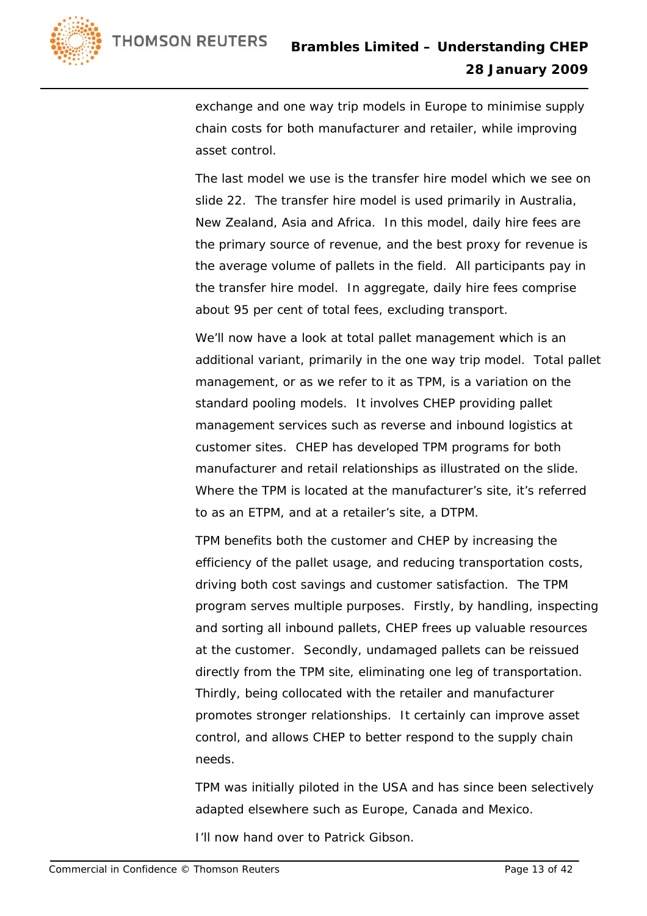exchange and one way trip models in Europe to minimise supply chain costs for both manufacturer and retailer, while improving asset control.

The last model we use is the transfer hire model which we see on slide 22. The transfer hire model is used primarily in Australia, New Zealand, Asia and Africa. In this model, daily hire fees are the primary source of revenue, and the best proxy for revenue is the average volume of pallets in the field. All participants pay in the transfer hire model. In aggregate, daily hire fees comprise about 95 per cent of total fees, excluding transport.

We'll now have a look at total pallet management which is an additional variant, primarily in the one way trip model. Total pallet management, or as we refer to it as TPM, is a variation on the standard pooling models. It involves CHEP providing pallet management services such as reverse and inbound logistics at customer sites. CHEP has developed TPM programs for both manufacturer and retail relationships as illustrated on the slide. Where the TPM is located at the manufacturer's site, it's referred to as an ETPM, and at a retailer's site, a DTPM.

TPM benefits both the customer and CHEP by increasing the efficiency of the pallet usage, and reducing transportation costs, driving both cost savings and customer satisfaction. The TPM program serves multiple purposes. Firstly, by handling, inspecting and sorting all inbound pallets, CHEP frees up valuable resources at the customer. Secondly, undamaged pallets can be reissued directly from the TPM site, eliminating one leg of transportation. Thirdly, being collocated with the retailer and manufacturer promotes stronger relationships. It certainly can improve asset control, and allows CHEP to better respond to the supply chain needs.

TPM was initially piloted in the USA and has since been selectively adapted elsewhere such as Europe, Canada and Mexico.

I'll now hand over to Patrick Gibson.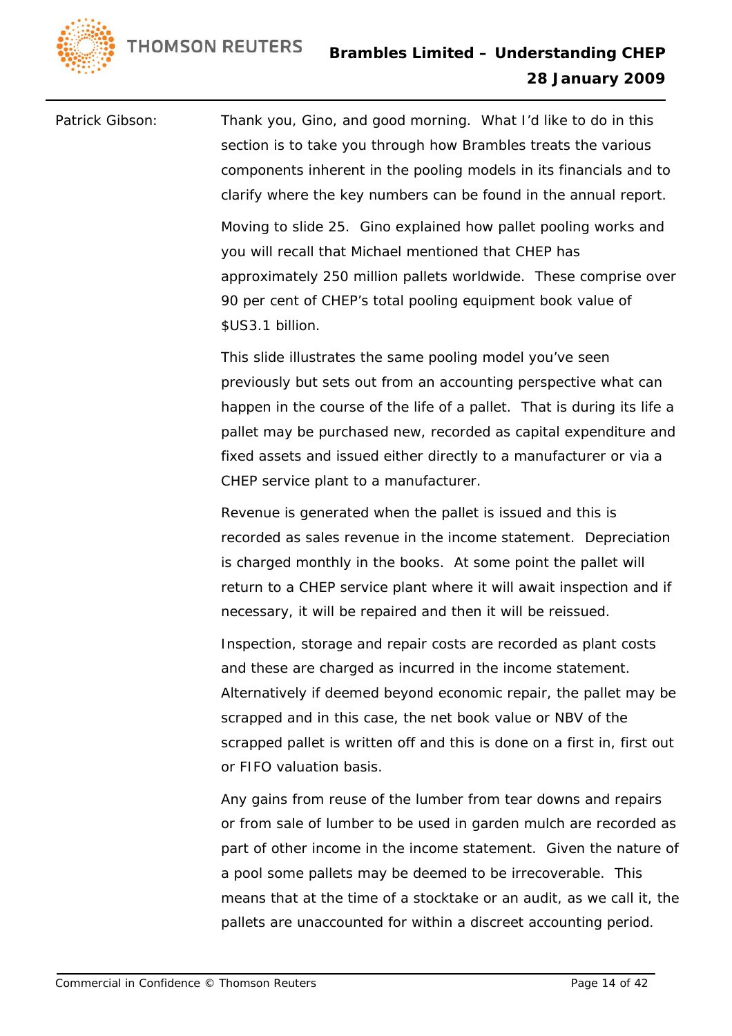Patrick Gibson: Thank you, Gino, and good morning. What I'd like to do in this section is to take you through how Brambles treats the various components inherent in the pooling models in its financials and to clarify where the key numbers can be found in the annual report.

Moving to slide 25. Gino explained how pallet pooling works and you will recall that Michael mentioned that CHEP has approximately 250 million pallets worldwide. These comprise over 90 per cent of CHEP's total pooling equipment book value of $US3.1 billion.

This slide illustrates the same pooling model you've seen previously but sets out from an accounting perspective what can happen in the course of the life of a pallet. That is during its life a pallet may be purchased new, recorded as capital expenditure and fixed assets and issued either directly to a manufacturer or via a CHEP service plant to a manufacturer.

Revenue is generated when the pallet is issued and this is recorded as sales revenue in the income statement. Depreciation is charged monthly in the books. At some point the pallet will return to a CHEP service plant where it will await inspection and if necessary, it will be repaired and then it will be reissued.

Inspection, storage and repair costs are recorded as plant costs and these are charged as incurred in the income statement. Alternatively if deemed beyond economic repair, the pallet may be scrapped and in this case, the net book value or NBV of the scrapped pallet is written off and this is done on a first in, first out or FIFO valuation basis.

Any gains from reuse of the lumber from tear downs and repairs or from sale of lumber to be used in garden mulch are recorded as part of other income in the income statement. Given the nature of a pool some pallets may be deemed to be irrecoverable. This means that at the time of a stocktake or an audit, as we call it, the pallets are unaccounted for within a discreet accounting period.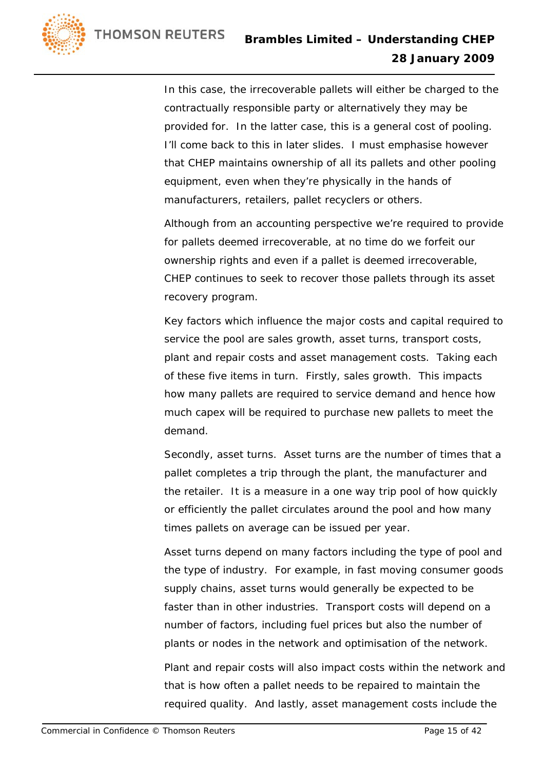In this case, the irrecoverable pallets will either be charged to the contractually responsible party or alternatively they may be provided for. In the latter case, this is a general cost of pooling. I'll come back to this in later slides. I must emphasise however that CHEP maintains ownership of all its pallets and other pooling equipment, even when they're physically in the hands of manufacturers, retailers, pallet recyclers or others.

Although from an accounting perspective we're required to provide for pallets deemed irrecoverable, at no time do we forfeit our ownership rights and even if a pallet is deemed irrecoverable, CHEP continues to seek to recover those pallets through its asset recovery program.

Key factors which influence the major costs and capital required to service the pool are sales growth, asset turns, transport costs, plant and repair costs and asset management costs. Taking each of these five items in turn. Firstly, sales growth. This impacts how many pallets are required to service demand and hence how much capex will be required to purchase new pallets to meet the demand.

Secondly, asset turns. Asset turns are the number of times that a pallet completes a trip through the plant, the manufacturer and the retailer. It is a measure in a one way trip pool of how quickly or efficiently the pallet circulates around the pool and how many times pallets on average can be issued per year.

Asset turns depend on many factors including the type of pool and the type of industry. For example, in fast moving consumer goods supply chains, asset turns would generally be expected to be faster than in other industries. Transport costs will depend on a number of factors, including fuel prices but also the number of plants or nodes in the network and optimisation of the network.

Plant and repair costs will also impact costs within the network and that is how often a pallet needs to be repaired to maintain the required quality. And lastly, asset management costs include the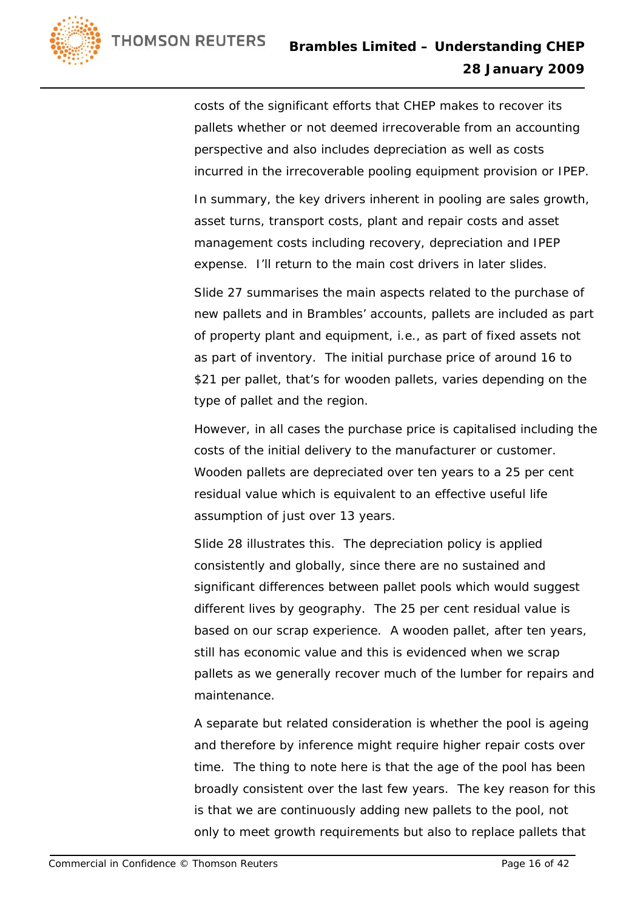costs of the significant efforts that CHEP makes to recover its pallets whether or not deemed irrecoverable from an accounting perspective and also includes depreciation as well as costs incurred in the irrecoverable pooling equipment provision or IPEP.

In summary, the key drivers inherent in pooling are sales growth, asset turns, transport costs, plant and repair costs and asset management costs including recovery, depreciation and IPEP expense. I'll return to the main cost drivers in later slides.

Slide 27 summarises the main aspects related to the purchase of new pallets and in Brambles' accounts, pallets are included as part of property plant and equipment, i.e., as part of fixed assets not as part of inventory. The initial purchase price of around 16 to $21 per pallet, that's for wooden pallets, varies depending on the type of pallet and the region.

However, in all cases the purchase price is capitalised including the costs of the initial delivery to the manufacturer or customer. Wooden pallets are depreciated over ten years to a 25 per cent residual value which is equivalent to an effective useful life assumption of just over 13 years.

Slide 28 illustrates this. The depreciation policy is applied consistently and globally, since there are no sustained and significant differences between pallet pools which would suggest different lives by geography. The 25 per cent residual value is based on our scrap experience. A wooden pallet, after ten years, still has economic value and this is evidenced when we scrap pallets as we generally recover much of the lumber for repairs and maintenance.

A separate but related consideration is whether the pool is ageing and therefore by inference might require higher repair costs over time. The thing to note here is that the age of the pool has been broadly consistent over the last few years. The key reason for this is that we are continuously adding new pallets to the pool, not only to meet growth requirements but also to replace pallets that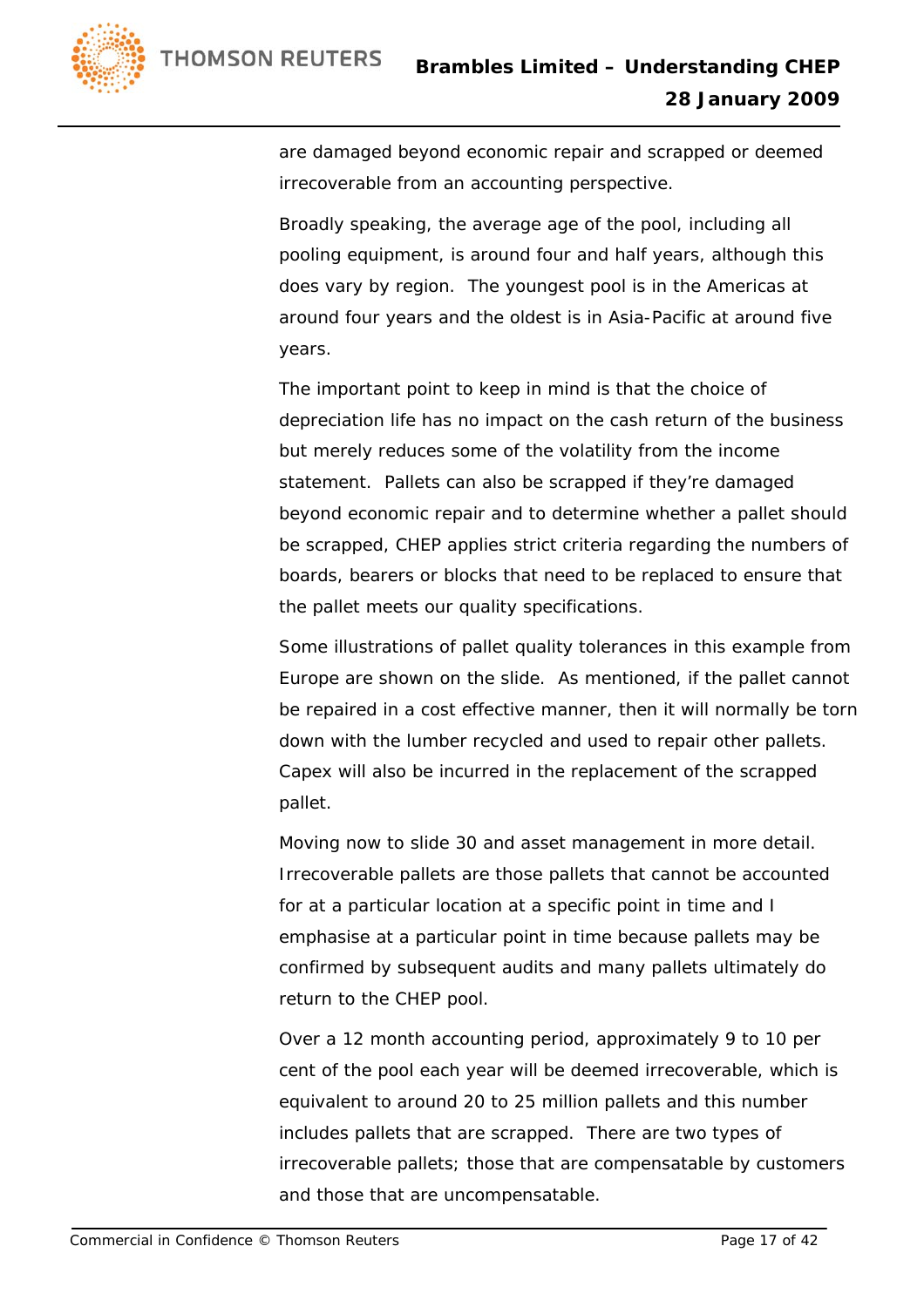are damaged beyond economic repair and scrapped or deemed irrecoverable from an accounting perspective.

Broadly speaking, the average age of the pool, including all pooling equipment, is around four and half years, although this does vary by region. The youngest pool is in the Americas at around four years and the oldest is in Asia-Pacific at around five years.

The important point to keep in mind is that the choice of depreciation life has no impact on the cash return of the business but merely reduces some of the volatility from the income statement. Pallets can also be scrapped if they're damaged beyond economic repair and to determine whether a pallet should be scrapped, CHEP applies strict criteria regarding the numbers of boards, bearers or blocks that need to be replaced to ensure that the pallet meets our quality specifications.

Some illustrations of pallet quality tolerances in this example from Europe are shown on the slide. As mentioned, if the pallet cannot be repaired in a cost effective manner, then it will normally be torn down with the lumber recycled and used to repair other pallets. Capex will also be incurred in the replacement of the scrapped pallet.

Moving now to slide 30 and asset management in more detail. Irrecoverable pallets are those pallets that cannot be accounted for at a particular location at a specific point in time and I emphasise at a particular point in time because pallets may be confirmed by subsequent audits and many pallets ultimately do return to the CHEP pool.

Over a 12 month accounting period, approximately 9 to 10 per cent of the pool each year will be deemed irrecoverable, which is equivalent to around 20 to 25 million pallets and this number includes pallets that are scrapped. There are two types of irrecoverable pallets; those that are compensatable by customers and those that are uncompensatable.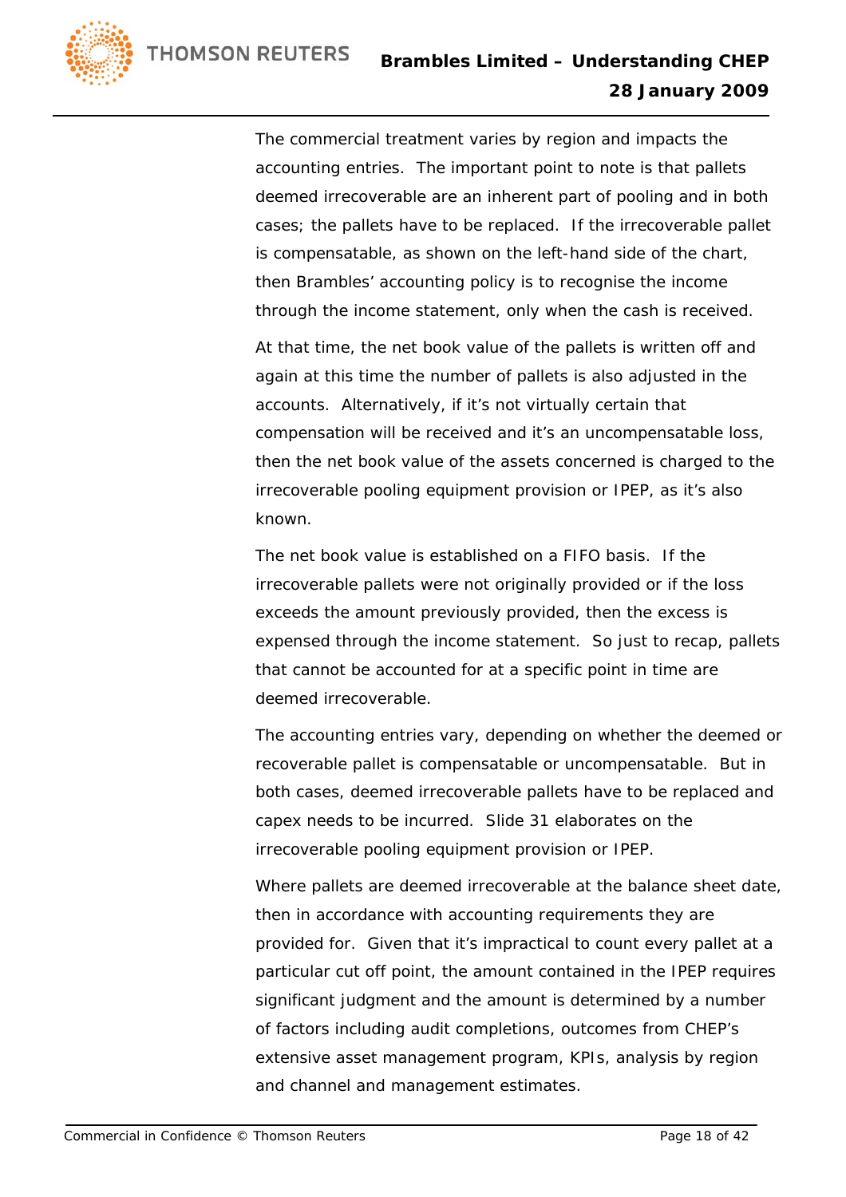The commercial treatment varies by region and impacts the accounting entries. The important point to note is that pallets deemed irrecoverable are an inherent part of pooling and in both cases; the pallets have to be replaced. If the irrecoverable pallet is compensatable, as shown on the left-hand side of the chart, then Brambles' accounting policy is to recognise the income through the income statement, only when the cash is received.

At that time, the net book value of the pallets is written off and again at this time the number of pallets is also adjusted in the accounts. Alternatively, if it's not virtually certain that compensation will be received and it's an uncompensatable loss, then the net book value of the assets concerned is charged to the irrecoverable pooling equipment provision or IPEP, as it's also known.

The net book value is established on a FIFO basis. If the irrecoverable pallets were not originally provided or if the loss exceeds the amount previously provided, then the excess is expensed through the income statement. So just to recap, pallets that cannot be accounted for at a specific point in time are deemed irrecoverable.

The accounting entries vary, depending on whether the deemed or recoverable pallet is compensatable or uncompensatable. But in both cases, deemed irrecoverable pallets have to be replaced and capex needs to be incurred. Slide 31 elaborates on the irrecoverable pooling equipment provision or IPEP.

Where pallets are deemed irrecoverable at the balance sheet date, then in accordance with accounting requirements they are provided for. Given that it's impractical to count every pallet at a particular cut off point, the amount contained in the IPEP requires significant judgment and the amount is determined by a number of factors including audit completions, outcomes from CHEP's extensive asset management program, KPIs, analysis by region and channel and management estimates.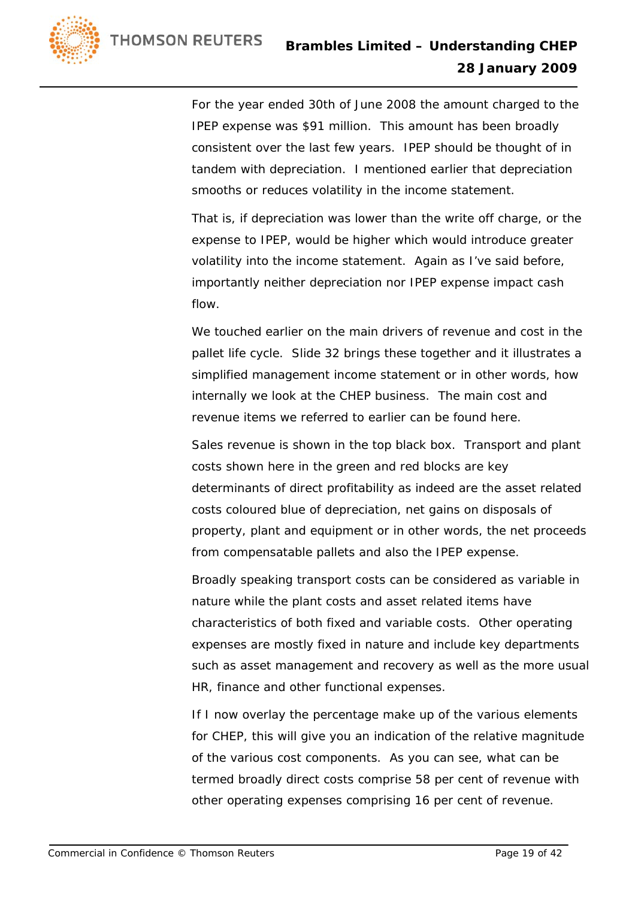For the year ended 30th of June 2008 the amount charged to the IPEP expense was $91 million. This amount has been broadly consistent over the last few years. IPEP should be thought of in tandem with depreciation. I mentioned earlier that depreciation smooths or reduces volatility in the income statement.

That is, if depreciation was lower than the write off charge, or the expense to IPEP, would be higher which would introduce greater volatility into the income statement. Again as I've said before, importantly neither depreciation nor IPEP expense impact cash flow.

We touched earlier on the main drivers of revenue and cost in the pallet life cycle. Slide 32 brings these together and it illustrates a simplified management income statement or in other words, how internally we look at the CHEP business. The main cost and revenue items we referred to earlier can be found here.

Sales revenue is shown in the top black box. Transport and plant costs shown here in the green and red blocks are key determinants of direct profitability as indeed are the asset related costs coloured blue of depreciation, net gains on disposals of property, plant and equipment or in other words, the net proceeds from compensatable pallets and also the IPEP expense.

Broadly speaking transport costs can be considered as variable in nature while the plant costs and asset related items have characteristics of both fixed and variable costs. Other operating expenses are mostly fixed in nature and include key departments such as asset management and recovery as well as the more usual HR, finance and other functional expenses.

If I now overlay the percentage make up of the various elements for CHEP, this will give you an indication of the relative magnitude of the various cost components. As you can see, what can be termed broadly direct costs comprise 58 per cent of revenue with other operating expenses comprising 16 per cent of revenue.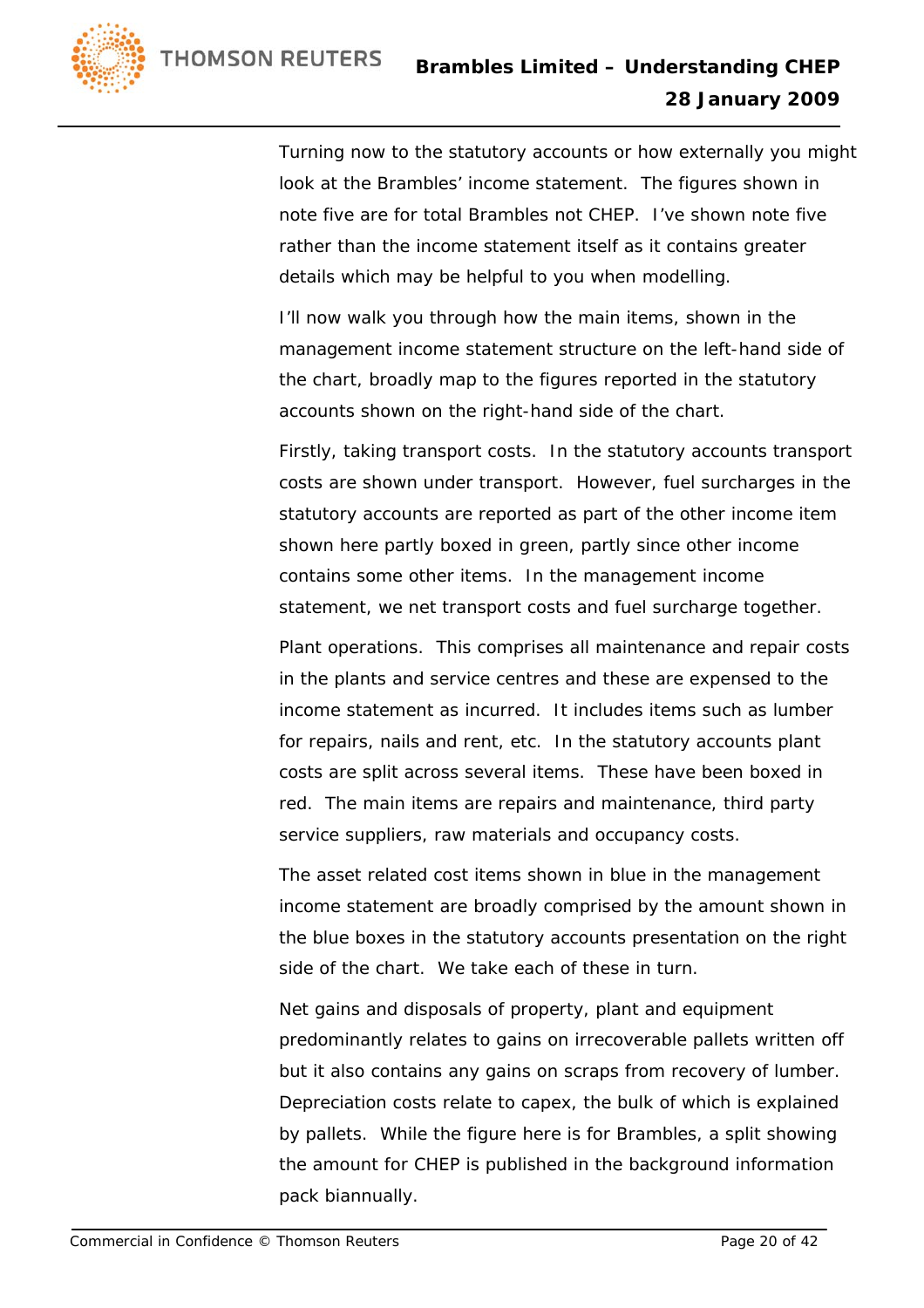Turning now to the statutory accounts or how externally you might look at the Brambles' income statement. The figures shown in note five are for total Brambles not CHEP. I've shown note five rather than the income statement itself as it contains greater details which may be helpful to you when modelling.

I'll now walk you through how the main items, shown in the management income statement structure on the left-hand side of the chart, broadly map to the figures reported in the statutory accounts shown on the right-hand side of the chart.

Firstly, taking transport costs. In the statutory accounts transport costs are shown under transport. However, fuel surcharges in the statutory accounts are reported as part of the other income item shown here partly boxed in green, partly since other income contains some other items. In the management income statement, we net transport costs and fuel surcharge together.

Plant operations. This comprises all maintenance and repair costs in the plants and service centres and these are expensed to the income statement as incurred. It includes items such as lumber for repairs, nails and rent, etc. In the statutory accounts plant costs are split across several items. These have been boxed in red. The main items are repairs and maintenance, third party service suppliers, raw materials and occupancy costs.

The asset related cost items shown in blue in the management income statement are broadly comprised by the amount shown in the blue boxes in the statutory accounts presentation on the right side of the chart. We take each of these in turn.

Net gains and disposals of property, plant and equipment predominantly relates to gains on irrecoverable pallets written off but it also contains any gains on scraps from recovery of lumber. Depreciation costs relate to capex, the bulk of which is explained by pallets. While the figure here is for Brambles, a split showing the amount for CHEP is published in the background information pack biannually.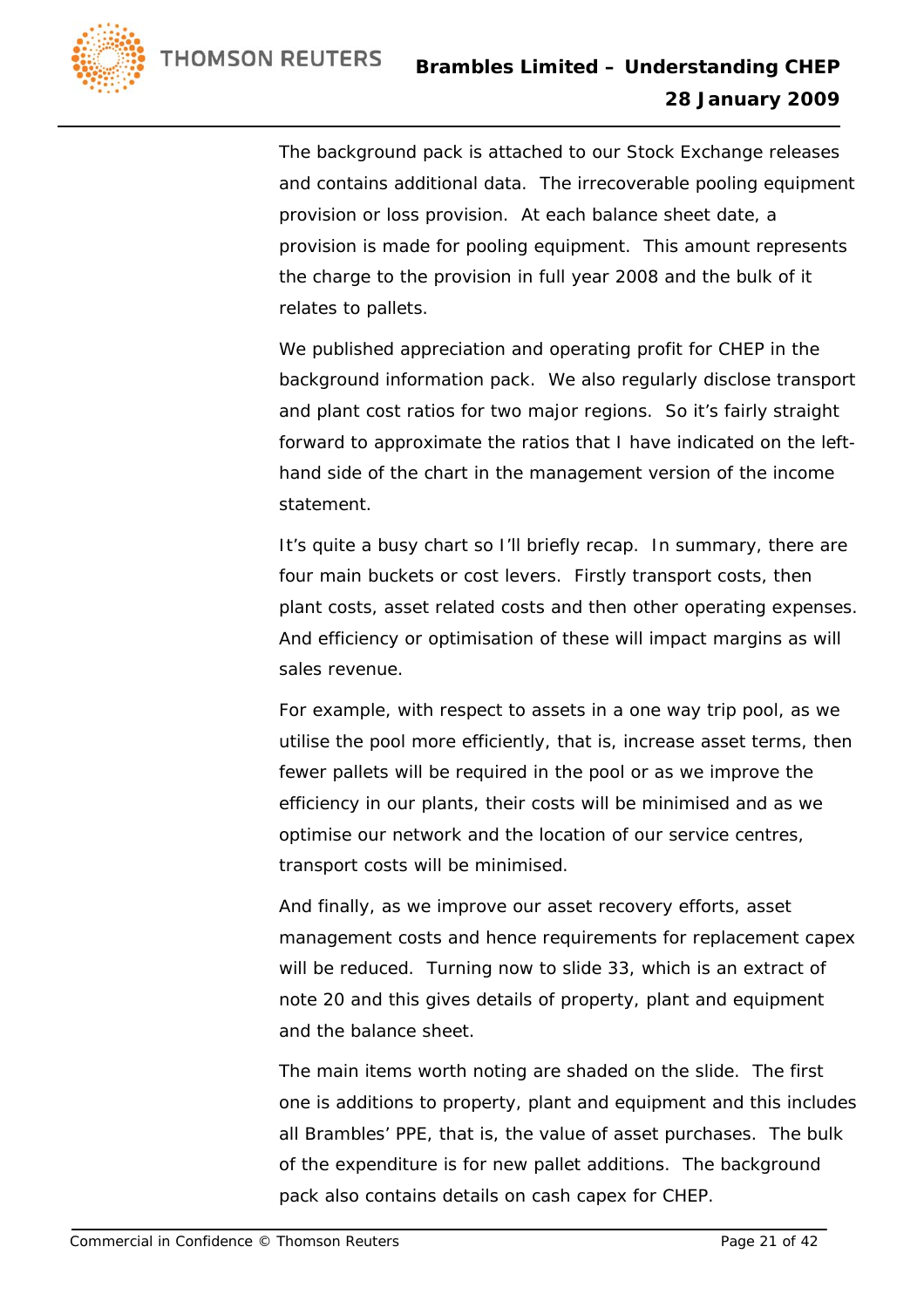The background pack is attached to our Stock Exchange releases and contains additional data. The irrecoverable pooling equipment provision or loss provision. At each balance sheet date, a provision is made for pooling equipment. This amount represents the charge to the provision in full year 2008 and the bulk of it relates to pallets.

We published appreciation and operating profit for CHEP in the background information pack. We also regularly disclose transport and plant cost ratios for two major regions. So it's fairly straight forward to approximate the ratios that I have indicated on the left-hand side of the chart in the management version of the income statement.

It's quite a busy chart so I'll briefly recap. In summary, there are four main buckets or cost levers. Firstly transport costs, then plant costs, asset related costs and then other operating expenses. And efficiency or optimisation of these will impact margins as will sales revenue.

For example, with respect to assets in a one way trip pool, as we utilise the pool more efficiently, that is, increase asset terms, then fewer pallets will be required in the pool or as we improve the efficiency in our plants, their costs will be minimised and as we optimise our network and the location of our service centres, transport costs will be minimised.

And finally, as we improve our asset recovery efforts, asset management costs and hence requirements for replacement capex will be reduced. Turning now to slide 33, which is an extract of note 20 and this gives details of property, plant and equipment and the balance sheet.

The main items worth noting are shaded on the slide. The first one is additions to property, plant and equipment and this includes all Brambles' PPE, that is, the value of asset purchases. The bulk of the expenditure is for new pallet additions. The background pack also contains details on cash capex for CHEP.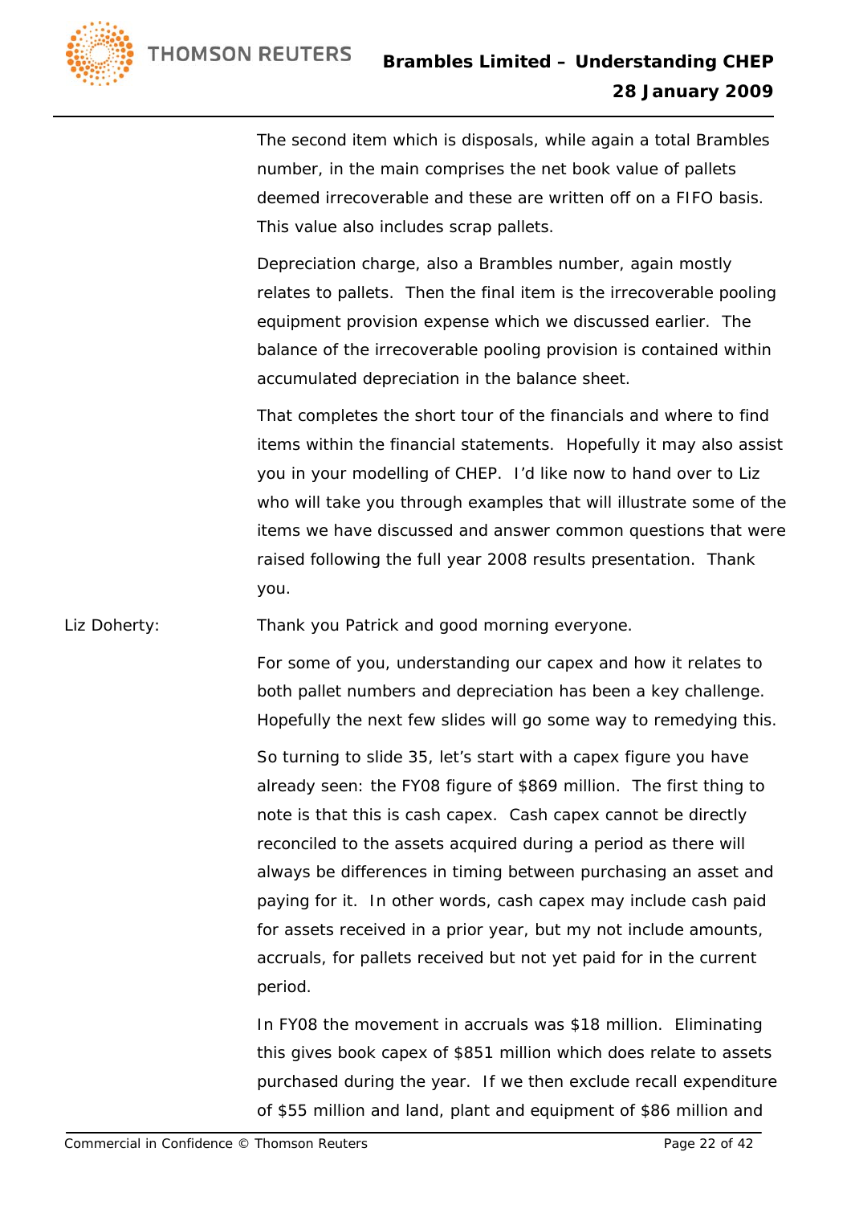The second item which is disposals, while again a total Brambles number, in the main comprises the net book value of pallets deemed irrecoverable and these are written off on a FIFO basis. This value also includes scrap pallets.

Depreciation charge, also a Brambles number, again mostly relates to pallets. Then the final item is the irrecoverable pooling equipment provision expense which we discussed earlier. The balance of the irrecoverable pooling provision is contained within accumulated depreciation in the balance sheet.

That completes the short tour of the financials and where to find items within the financial statements. Hopefully it may also assist you in your modelling of CHEP. I'd like now to hand over to Liz who will take you through examples that will illustrate some of the items we have discussed and answer common questions that were raised following the full year 2008 results presentation. Thank you.

Liz Doherty: Thank you Patrick and good morning everyone.

For some of you, understanding our capex and how it relates to both pallet numbers and depreciation has been a key challenge. Hopefully the next few slides will go some way to remedying this.

So turning to slide 35, let's start with a capex figure you have already seen: the FY08 figure of $869 million. The first thing to note is that this is cash capex. Cash capex cannot be directly reconciled to the assets acquired during a period as there will always be differences in timing between purchasing an asset and paying for it. In other words, cash capex may include cash paid for assets received in a prior year, but my not include amounts, accruals, for pallets received but not yet paid for in the current period.

In FY08 the movement in accruals was $18 million. Eliminating this gives book capex of $851 million which does relate to assets purchased during the year. If we then exclude recall expenditure of $55 million and land, plant and equipment of $86 million and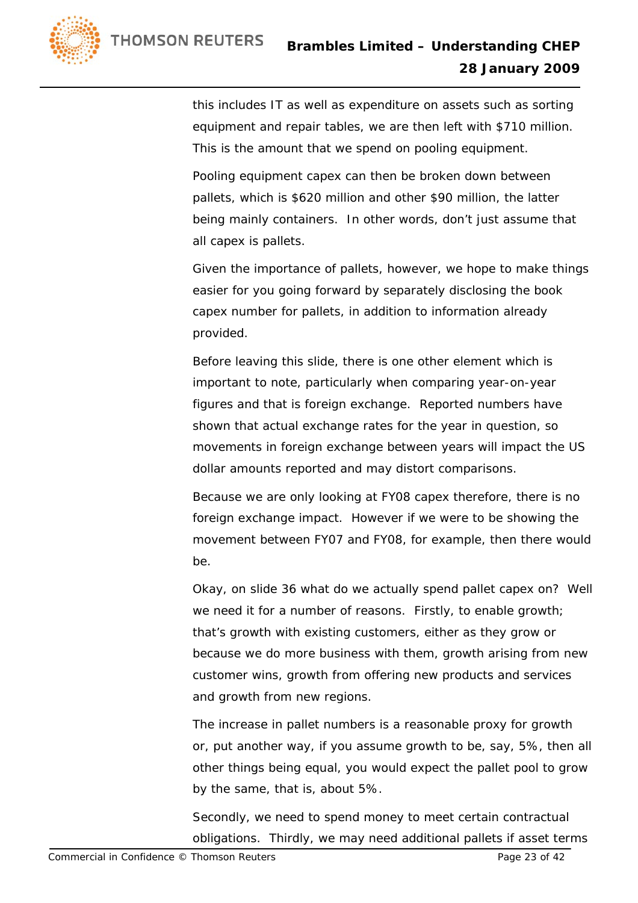this includes IT as well as expenditure on assets such as sorting equipment and repair tables, we are then left with $710 million. This is the amount that we spend on pooling equipment.

Pooling equipment capex can then be broken down between pallets, which is $620 million and other $90 million, the latter being mainly containers. In other words, don't just assume that all capex is pallets.

Given the importance of pallets, however, we hope to make things easier for you going forward by separately disclosing the book capex number for pallets, in addition to information already provided.

Before leaving this slide, there is one other element which is important to note, particularly when comparing year-on-year figures and that is foreign exchange. Reported numbers have shown that actual exchange rates for the year in question, so movements in foreign exchange between years will impact the US dollar amounts reported and may distort comparisons.

Because we are only looking at FY08 capex therefore, there is no foreign exchange impact. However if we were to be showing the movement between FY07 and FY08, for example, then there would be.

Okay, on slide 36 what do we actually spend pallet capex on? Well we need it for a number of reasons. Firstly, to enable growth; that's growth with existing customers, either as they grow or because we do more business with them, growth arising from new customer wins, growth from offering new products and services and growth from new regions.

The increase in pallet numbers is a reasonable proxy for growth or, put another way, if you assume growth to be, say, 5%, then all other things being equal, you would expect the pallet pool to grow by the same, that is, about 5%.

Secondly, we need to spend money to meet certain contractual obligations. Thirdly, we may need additional pallets if asset terms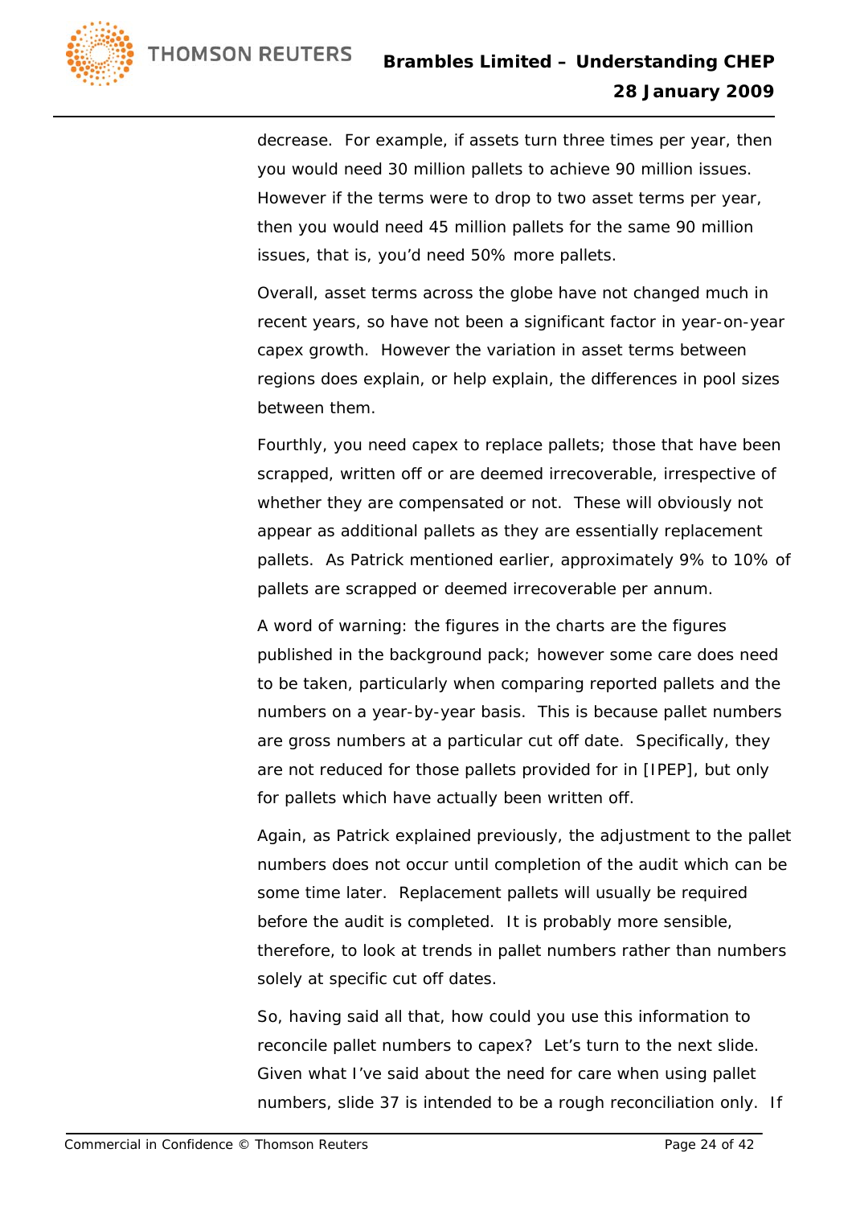decrease. For example, if assets turn three times per year, then you would need 30 million pallets to achieve 90 million issues. However if the terms were to drop to two asset terms per year, then you would need 45 million pallets for the same 90 million issues, that is, you'd need 50% more pallets.

Overall, asset terms across the globe have not changed much in recent years, so have not been a significant factor in year-on-year capex growth. However the variation in asset terms between regions does explain, or help explain, the differences in pool sizes between them.

Fourthly, you need capex to replace pallets; those that have been scrapped, written off or are deemed irrecoverable, irrespective of whether they are compensated or not. These will obviously not appear as additional pallets as they are essentially replacement pallets. As Patrick mentioned earlier, approximately 9% to 10% of pallets are scrapped or deemed irrecoverable per annum.

A word of warning: the figures in the charts are the figures published in the background pack; however some care does need to be taken, particularly when comparing reported pallets and the numbers on a year-by-year basis. This is because pallet numbers are gross numbers at a particular cut off date. Specifically, they are not reduced for those pallets provided for in [IPEP], but only for pallets which have actually been written off.

Again, as Patrick explained previously, the adjustment to the pallet numbers does not occur until completion of the audit which can be some time later. Replacement pallets will usually be required before the audit is completed. It is probably more sensible, therefore, to look at trends in pallet numbers rather than numbers solely at specific cut off dates.

So, having said all that, how could you use this information to reconcile pallet numbers to capex? Let's turn to the next slide. Given what I've said about the need for care when using pallet numbers, slide 37 is intended to be a rough reconciliation only. If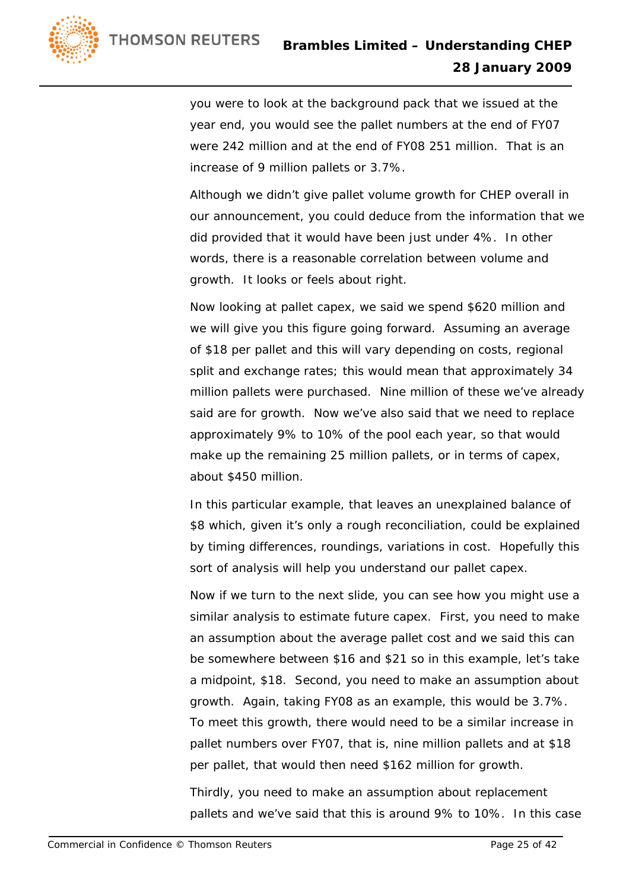you were to look at the background pack that we issued at the year end, you would see the pallet numbers at the end of FY07 were 242 million and at the end of FY08 251 million. That is an increase of 9 million pallets or 3.7%.

Although we didn't give pallet volume growth for CHEP overall in our announcement, you could deduce from the information that we did provided that it would have been just under 4%. In other words, there is a reasonable correlation between volume and growth. It looks or feels about right.

Now looking at pallet capex, we said we spend $620 million and we will give you this figure going forward. Assuming an average of $18 per pallet and this will vary depending on costs, regional split and exchange rates; this would mean that approximately 34 million pallets were purchased. Nine million of these we've already said are for growth. Now we've also said that we need to replace approximately 9% to 10% of the pool each year, so that would make up the remaining 25 million pallets, or in terms of capex, about $450 million.

In this particular example, that leaves an unexplained balance of $8 which, given it's only a rough reconciliation, could be explained by timing differences, roundings, variations in cost. Hopefully this sort of analysis will help you understand our pallet capex.

Now if we turn to the next slide, you can see how you might use a similar analysis to estimate future capex. First, you need to make an assumption about the average pallet cost and we said this can be somewhere between $16 and $21 so in this example, let's take a midpoint, $18. Second, you need to make an assumption about growth. Again, taking FY08 as an example, this would be 3.7%. To meet this growth, there would need to be a similar increase in pallet numbers over FY07, that is, nine million pallets and at $18 per pallet, that would then need $162 million for growth.

Thirdly, you need to make an assumption about replacement pallets and we've said that this is around 9% to 10%. In this case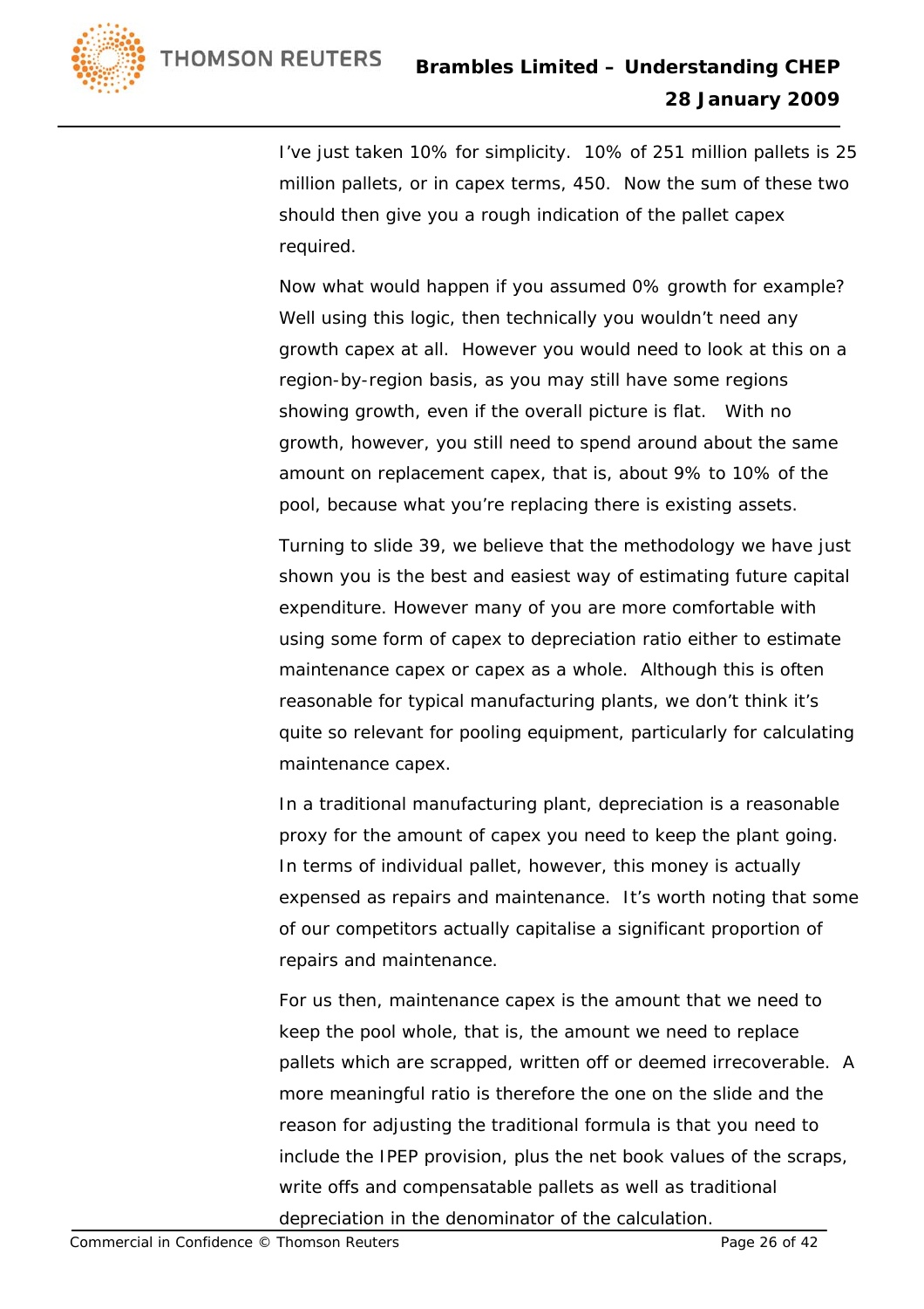I've just taken 10% for simplicity. 10% of 251 million pallets is 25 million pallets, or in capex terms, 450. Now the sum of these two should then give you a rough indication of the pallet capex required.

Now what would happen if you assumed 0% growth for example? Well using this logic, then technically you wouldn't need any growth capex at all. However you would need to look at this on a region-by-region basis, as you may still have some regions showing growth, even if the overall picture is flat. With no growth, however, you still need to spend around about the same amount on replacement capex, that is, about 9% to 10% of the pool, because what you're replacing there is existing assets.

Turning to slide 39, we believe that the methodology we have just shown you is the best and easiest way of estimating future capital expenditure. However many of you are more comfortable with using some form of capex to depreciation ratio either to estimate maintenance capex or capex as a whole. Although this is often reasonable for typical manufacturing plants, we don't think it's quite so relevant for pooling equipment, particularly for calculating maintenance capex.

In a traditional manufacturing plant, depreciation is a reasonable proxy for the amount of capex you need to keep the plant going. In terms of individual pallet, however, this money is actually expensed as repairs and maintenance. It's worth noting that some of our competitors actually capitalise a significant proportion of repairs and maintenance.

For us then, maintenance capex is the amount that we need to keep the pool whole, that is, the amount we need to replace pallets which are scrapped, written off or deemed irrecoverable. A more meaningful ratio is therefore the one on the slide and the reason for adjusting the traditional formula is that you need to include the IPEP provision, plus the net book values of the scraps, write offs and compensatable pallets as well as traditional depreciation in the denominator of the calculation.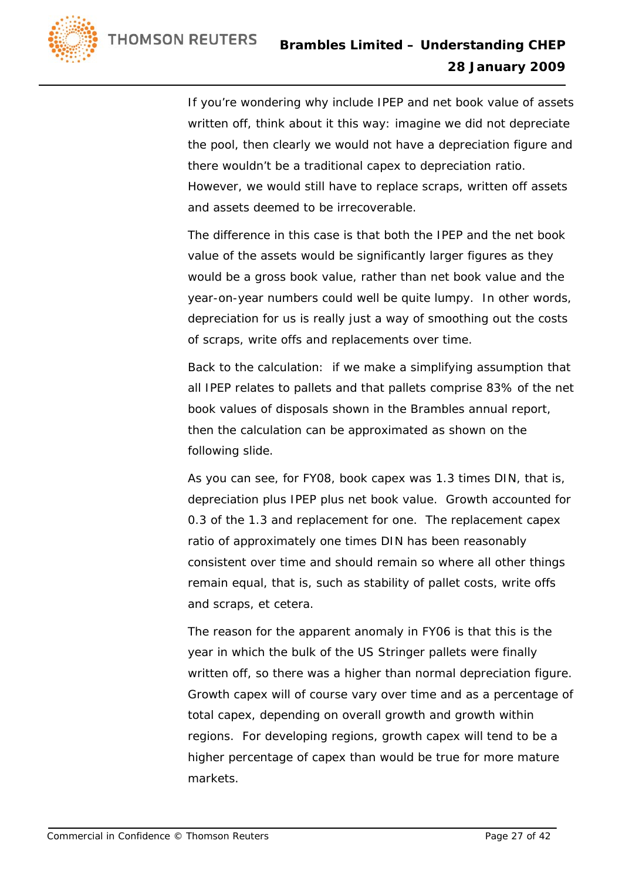If you're wondering why include IPEP and net book value of assets written off, think about it this way: imagine we did not depreciate the pool, then clearly we would not have a depreciation figure and there wouldn't be a traditional capex to depreciation ratio. However, we would still have to replace scraps, written off assets and assets deemed to be irrecoverable.

The difference in this case is that both the IPEP and the net book value of the assets would be significantly larger figures as they would be a gross book value, rather than net book value and the year-on-year numbers could well be quite lumpy. In other words, depreciation for us is really just a way of smoothing out the costs of scraps, write offs and replacements over time.

Back to the calculation: if we make a simplifying assumption that all IPEP relates to pallets and that pallets comprise 83% of the net book values of disposals shown in the Brambles annual report, then the calculation can be approximated as shown on the following slide.

As you can see, for FY08, book capex was 1.3 times DIN, that is, depreciation plus IPEP plus net book value. Growth accounted for 0.3 of the 1.3 and replacement for one. The replacement capex ratio of approximately one times DIN has been reasonably consistent over time and should remain so where all other things remain equal, that is, such as stability of pallet costs, write offs and scraps, et cetera.

The reason for the apparent anomaly in FY06 is that this is the year in which the bulk of the US Stringer pallets were finally written off, so there was a higher than normal depreciation figure. Growth capex will of course vary over time and as a percentage of total capex, depending on overall growth and growth within regions. For developing regions, growth capex will tend to be a higher percentage of capex than would be true for more mature markets.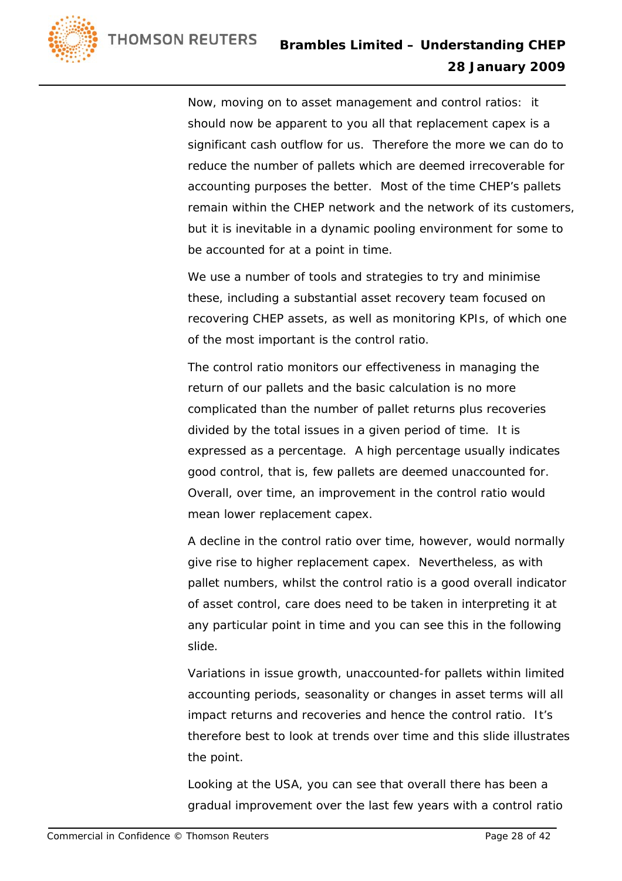Now, moving on to asset management and control ratios: it should now be apparent to you all that replacement capex is a significant cash outflow for us. Therefore the more we can do to reduce the number of pallets which are deemed irrecoverable for accounting purposes the better. Most of the time CHEP's pallets remain within the CHEP network and the network of its customers, but it is inevitable in a dynamic pooling environment for some to be accounted for at a point in time.

We use a number of tools and strategies to try and minimise these, including a substantial asset recovery team focused on recovering CHEP assets, as well as monitoring KPIs, of which one of the most important is the control ratio.

The control ratio monitors our effectiveness in managing the return of our pallets and the basic calculation is no more complicated than the number of pallet returns plus recoveries divided by the total issues in a given period of time. It is expressed as a percentage. A high percentage usually indicates good control, that is, few pallets are deemed unaccounted for. Overall, over time, an improvement in the control ratio would mean lower replacement capex.

A decline in the control ratio over time, however, would normally give rise to higher replacement capex. Nevertheless, as with pallet numbers, whilst the control ratio is a good overall indicator of asset control, care does need to be taken in interpreting it at any particular point in time and you can see this in the following slide.

Variations in issue growth, unaccounted-for pallets within limited accounting periods, seasonality or changes in asset terms will all impact returns and recoveries and hence the control ratio. It's therefore best to look at trends over time and this slide illustrates the point.

Looking at the USA, you can see that overall there has been a gradual improvement over the last few years with a control ratio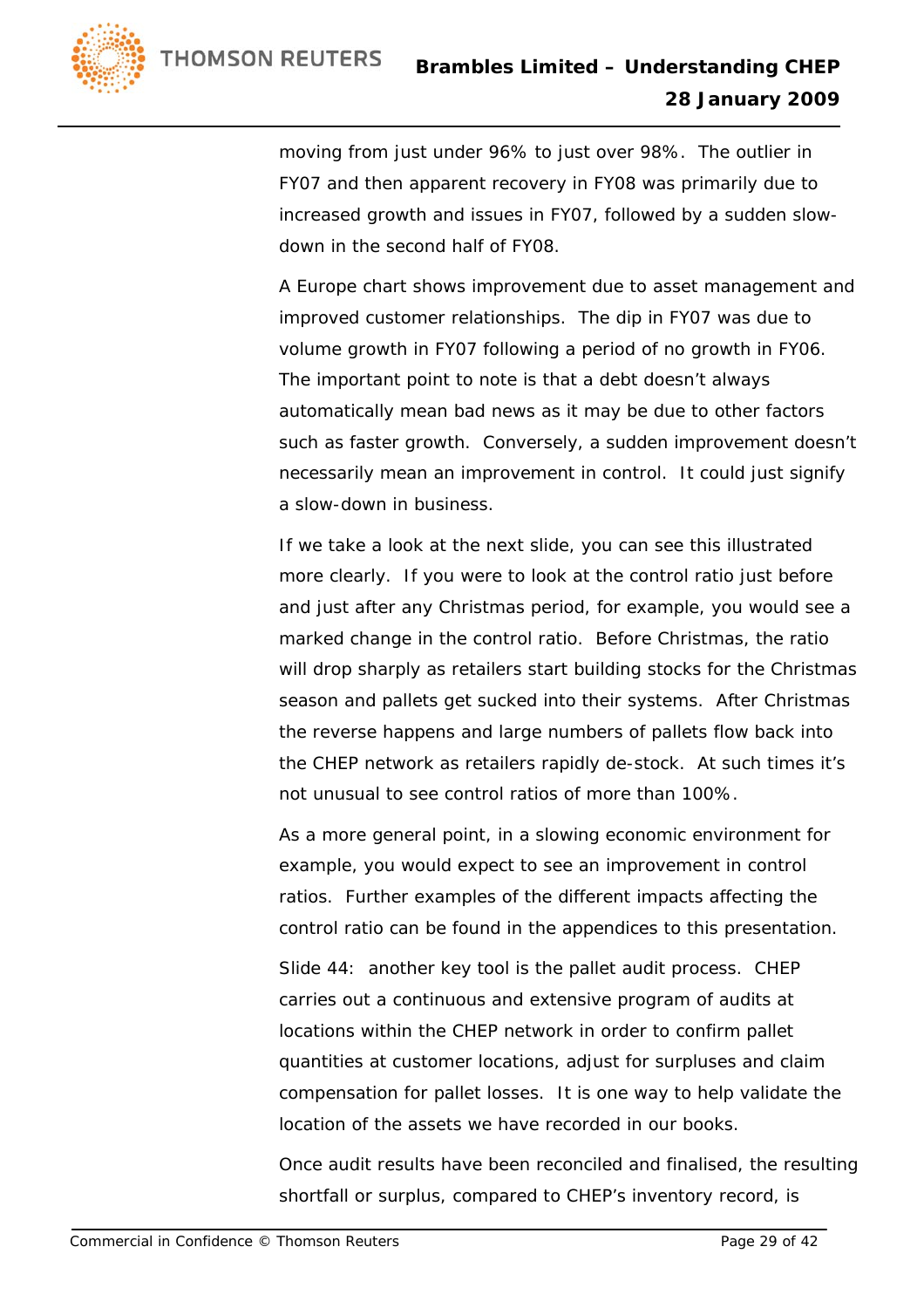moving from just under 96% to just over 98%. The outlier in FY07 and then apparent recovery in FY08 was primarily due to increased growth and issues in FY07, followed by a sudden slow-down in the second half of FY08.

A Europe chart shows improvement due to asset management and improved customer relationships. The dip in FY07 was due to volume growth in FY07 following a period of no growth in FY06. The important point to note is that a debt doesn't always automatically mean bad news as it may be due to other factors such as faster growth. Conversely, a sudden improvement doesn't necessarily mean an improvement in control. It could just signify a slow-down in business.

If we take a look at the next slide, you can see this illustrated more clearly. If you were to look at the control ratio just before and just after any Christmas period, for example, you would see a marked change in the control ratio. Before Christmas, the ratio will drop sharply as retailers start building stocks for the Christmas season and pallets get sucked into their systems. After Christmas the reverse happens and large numbers of pallets flow back into the CHEP network as retailers rapidly de-stock. At such times it's not unusual to see control ratios of more than 100%.

As a more general point, in a slowing economic environment for example, you would expect to see an improvement in control ratios. Further examples of the different impacts affecting the control ratio can be found in the appendices to this presentation.

Slide 44: another key tool is the pallet audit process. CHEP carries out a continuous and extensive program of audits at locations within the CHEP network in order to confirm pallet quantities at customer locations, adjust for surpluses and claim compensation for pallet losses. It is one way to help validate the location of the assets we have recorded in our books.

Once audit results have been reconciled and finalised, the resulting shortfall or surplus, compared to CHEP's inventory record, is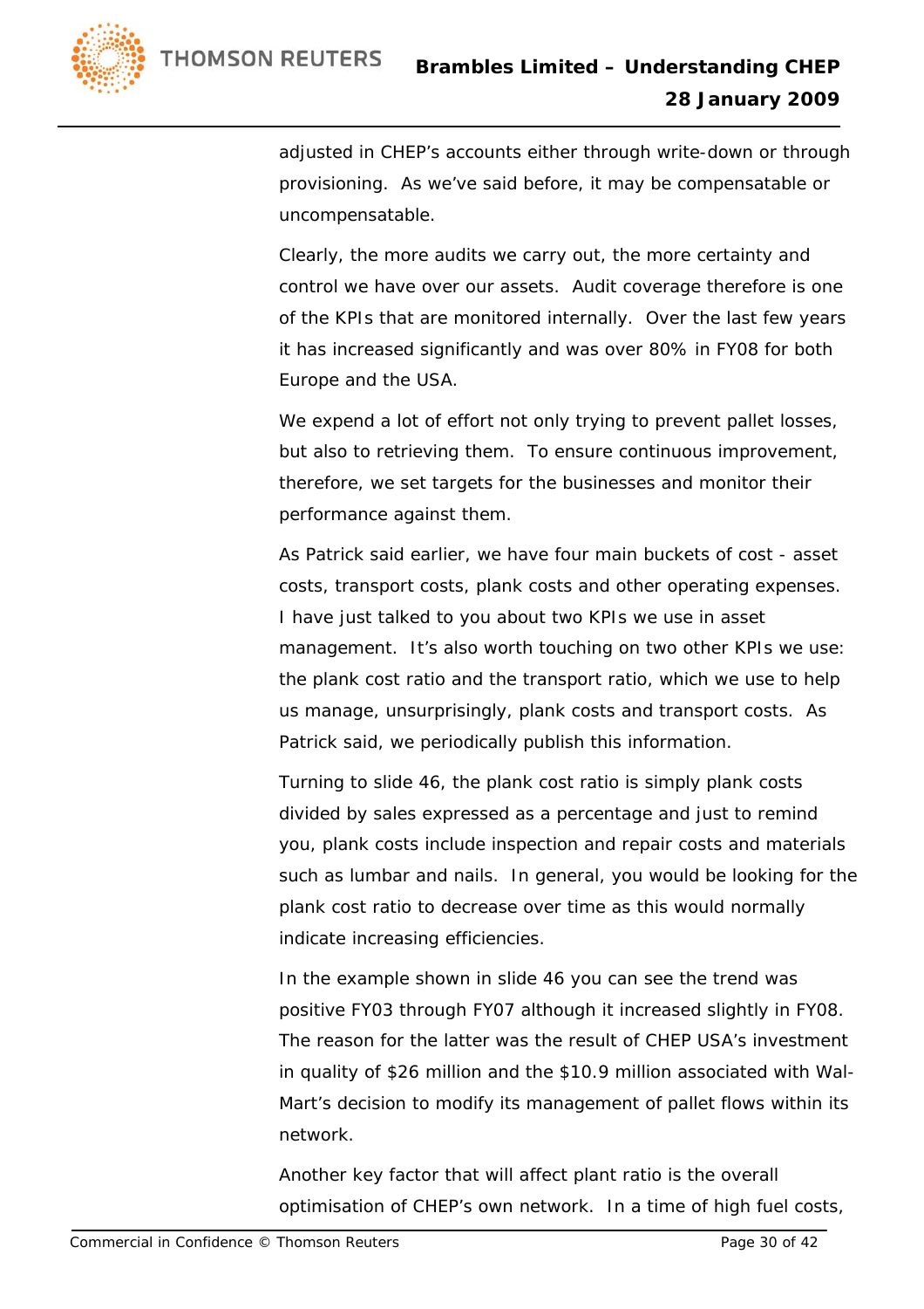adjusted in CHEP's accounts either through write-down or through provisioning. As we've said before, it may be compensatable or uncompensatable.

Clearly, the more audits we carry out, the more certainty and control we have over our assets. Audit coverage therefore is one of the KPIs that are monitored internally. Over the last few years it has increased significantly and was over 80% in FY08 for both Europe and the USA.

We expend a lot of effort not only trying to prevent pallet losses, but also to retrieving them. To ensure continuous improvement, therefore, we set targets for the businesses and monitor their performance against them.

As Patrick said earlier, we have four main buckets of cost - asset costs, transport costs, plank costs and other operating expenses. I have just talked to you about two KPIs we use in asset management. It's also worth touching on two other KPIs we use: the plank cost ratio and the transport ratio, which we use to help us manage, unsurprisingly, plank costs and transport costs. As Patrick said, we periodically publish this information.

Turning to slide 46, the plank cost ratio is simply plank costs divided by sales expressed as a percentage and just to remind you, plank costs include inspection and repair costs and materials such as lumbar and nails. In general, you would be looking for the plank cost ratio to decrease over time as this would normally indicate increasing efficiencies.

In the example shown in slide 46 you can see the trend was positive FY03 through FY07 although it increased slightly in FY08. The reason for the latter was the result of CHEP USA's investment in quality of $26 million and the $10.9 million associated with Wal-Mart's decision to modify its management of pallet flows within its network.

Another key factor that will affect plant ratio is the overall optimisation of CHEP's own network. In a time of high fuel costs,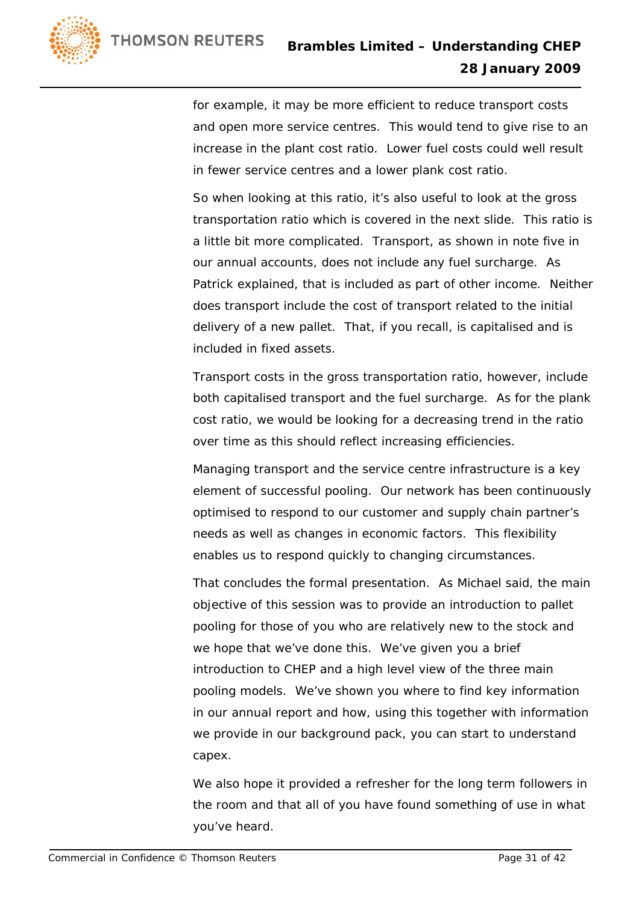for example, it may be more efficient to reduce transport costs and open more service centres. This would tend to give rise to an increase in the plant cost ratio. Lower fuel costs could well result in fewer service centres and a lower plank cost ratio.

So when looking at this ratio, it's also useful to look at the gross transportation ratio which is covered in the next slide. This ratio is a little bit more complicated. Transport, as shown in note five in our annual accounts, does not include any fuel surcharge. As Patrick explained, that is included as part of other income. Neither does transport include the cost of transport related to the initial delivery of a new pallet. That, if you recall, is capitalised and is included in fixed assets.

Transport costs in the gross transportation ratio, however, include both capitalised transport and the fuel surcharge. As for the plank cost ratio, we would be looking for a decreasing trend in the ratio over time as this should reflect increasing efficiencies.

Managing transport and the service centre infrastructure is a key element of successful pooling. Our network has been continuously optimised to respond to our customer and supply chain partner's needs as well as changes in economic factors. This flexibility enables us to respond quickly to changing circumstances.

That concludes the formal presentation. As Michael said, the main objective of this session was to provide an introduction to pallet pooling for those of you who are relatively new to the stock and we hope that we've done this. We've given you a brief introduction to CHEP and a high level view of the three main pooling models. We've shown you where to find key information in our annual report and how, using this together with information we provide in our background pack, you can start to understand capex.

We also hope it provided a refresher for the long term followers in the room and that all of you have found something of use in what you've heard.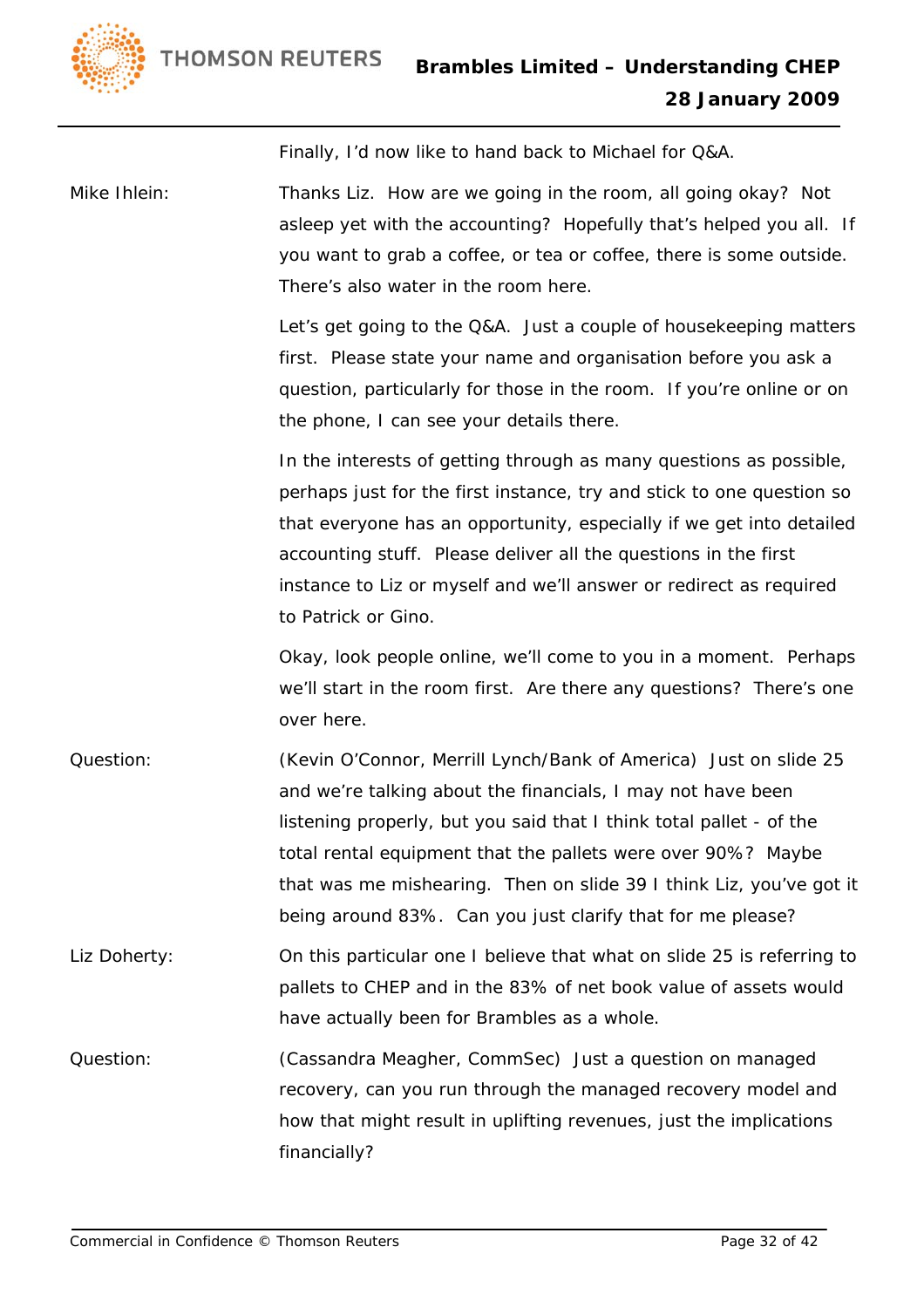Finally, I'd now like to hand back to Michael for Q&A.

**Mike Ihlein:** Thanks Liz. How are we going in the room, all going okay? Not asleep yet with the accounting? Hopefully that's helped you all. If you want to grab a coffee, or tea or coffee, there is some outside. There's also water in the room here.

Let's get going to the Q&A. Just a couple of housekeeping matters first. Please state your name and organisation before you ask a question, particularly for those in the room. If you're online or on the phone, I can see your details there.

In the interests of getting through as many questions as possible, perhaps just for the first instance, try and stick to one question so that everyone has an opportunity, especially if we get into detailed accounting stuff. Please deliver all the questions in the first instance to Liz or myself and we'll answer or redirect as required to Patrick or Gino.

Okay, look people online, we'll come to you in a moment. Perhaps we'll start in the room first. Are there any questions? There's one over here.

**Question:** (Kevin O'Connor, Merrill Lynch/Bank of America) Just on slide 25 and we're talking about the financials, I may not have been listening properly, but you said that I think total pallet - of the total rental equipment that the pallets were over 90%? Maybe that was me mishearing. Then on slide 39 I think Liz, you've got it being around 83%. Can you just clarify that for me please?

**Liz Doherty:** On this particular one I believe that what on slide 25 is referring to pallets to CHEP and in the 83% of net book value of assets would have actually been for Brambles as a whole.

**Question:** (Cassandra Meagher, CommSec) Just a question on managed recovery, can you run through the managed recovery model and how that might result in uplifting revenues, just the implications financially?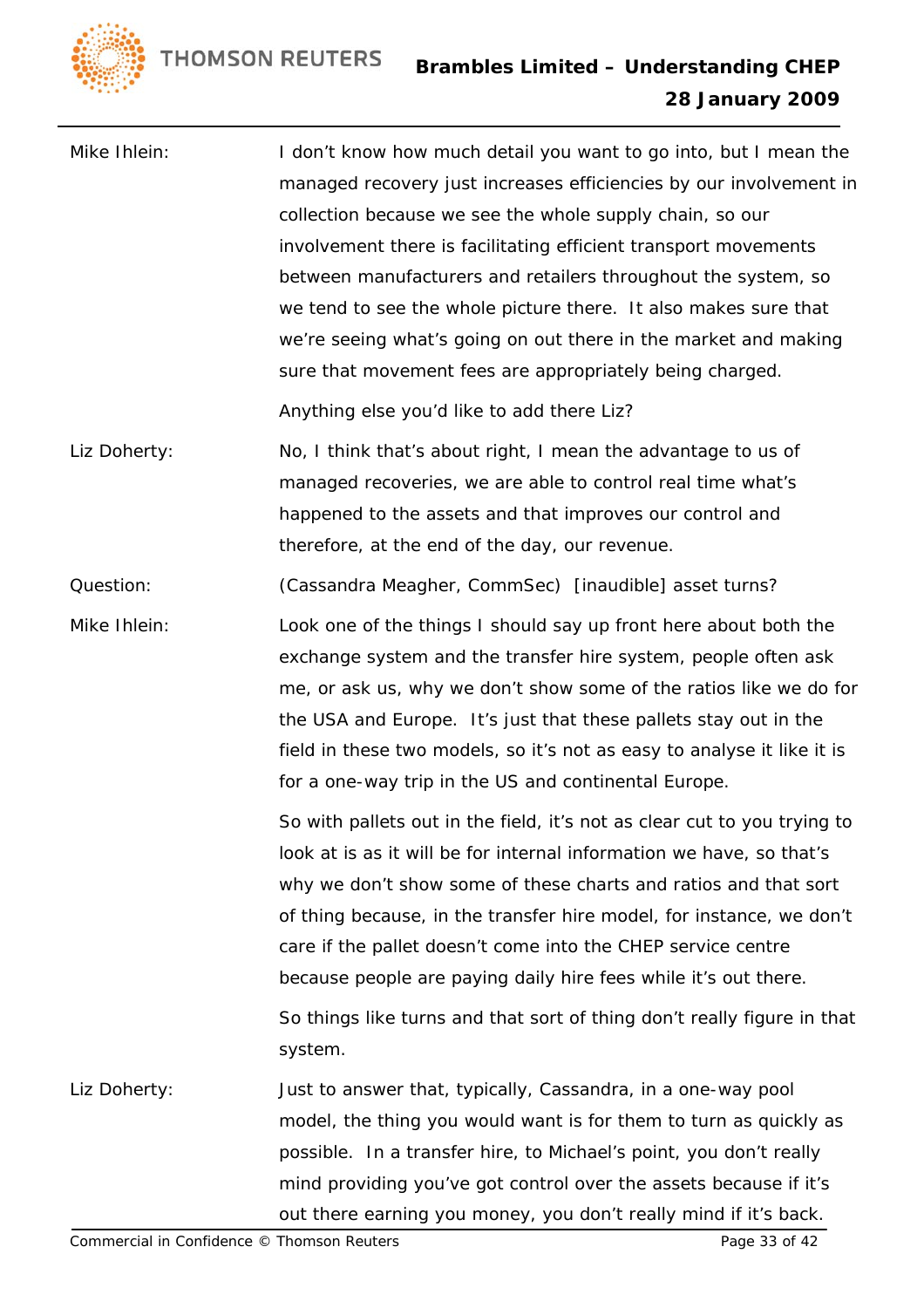Mike Ihlein: I don't know how much detail you want to go into, but I mean the managed recovery just increases efficiencies by our involvement in collection because we see the whole supply chain, so our involvement there is facilitating efficient transport movements between manufacturers and retailers throughout the system, so we tend to see the whole picture there. It also makes sure that we're seeing what's going on out there in the market and making sure that movement fees are appropriately being charged.

Anything else you'd like to add there Liz?

Liz Doherty: No, I think that's about right, I mean the advantage to us of managed recoveries, we are able to control real time what's happened to the assets and that improves our control and therefore, at the end of the day, our revenue.

Question: (Cassandra Meagher, CommSec) [inaudible] asset turns?

Mike Ihlein: Look one of the things I should say up front here about both the exchange system and the transfer hire system, people often ask me, or ask us, why we don't show some of the ratios like we do for the USA and Europe. It's just that these pallets stay out in the field in these two models, so it's not as easy to analyse it like it is for a one-way trip in the US and continental Europe.

So with pallets out in the field, it's not as clear cut to you trying to look at is as it will be for internal information we have, so that's why we don't show some of these charts and ratios and that sort of thing because, in the transfer hire model, for instance, we don't care if the pallet doesn't come into the CHEP service centre because people are paying daily hire fees while it's out there.

So things like turns and that sort of thing don't really figure in that system.

Liz Doherty: Just to answer that, typically, Cassandra, in a one-way pool model, the thing you would want is for them to turn as quickly as possible. In a transfer hire, to Michael's point, you don't really mind providing you've got control over the assets because if it's out there earning you money, you don't really mind if it's back.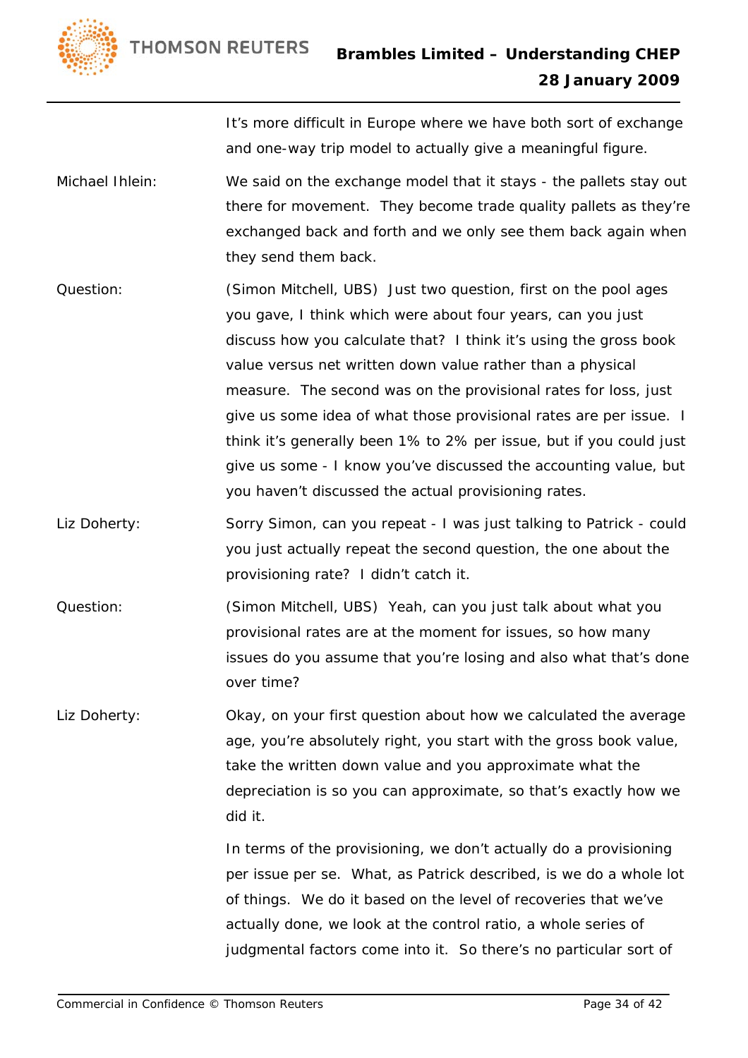It's more difficult in Europe where we have both sort of exchange and one-way trip model to actually give a meaningful figure.

Michael Ihlein: We said on the exchange model that it stays - the pallets stay out there for movement. They become trade quality pallets as they're exchanged back and forth and we only see them back again when they send them back.

Question: (Simon Mitchell, UBS) Just two question, first on the pool ages you gave, I think which were about four years, can you just discuss how you calculate that? I think it's using the gross book value versus net written down value rather than a physical measure. The second was on the provisional rates for loss, just give us some idea of what those provisional rates are per issue. I think it's generally been 1% to 2% per issue, but if you could just give us some - I know you've discussed the accounting value, but you haven't discussed the actual provisioning rates.

Liz Doherty: Sorry Simon, can you repeat - I was just talking to Patrick - could you just actually repeat the second question, the one about the provisioning rate? I didn't catch it.

Question: (Simon Mitchell, UBS) Yeah, can you just talk about what you provisional rates are at the moment for issues, so how many issues do you assume that you're losing and also what that's done over time?

Liz Doherty: Okay, on your first question about how we calculated the average age, you're absolutely right, you start with the gross book value, take the written down value and you approximate what the depreciation is so you can approximate, so that's exactly how we did it.

In terms of the provisioning, we don't actually do a provisioning per issue per se. What, as Patrick described, is we do a whole lot of things. We do it based on the level of recoveries that we've actually done, we look at the control ratio, a whole series of judgmental factors come into it. So there's no particular sort of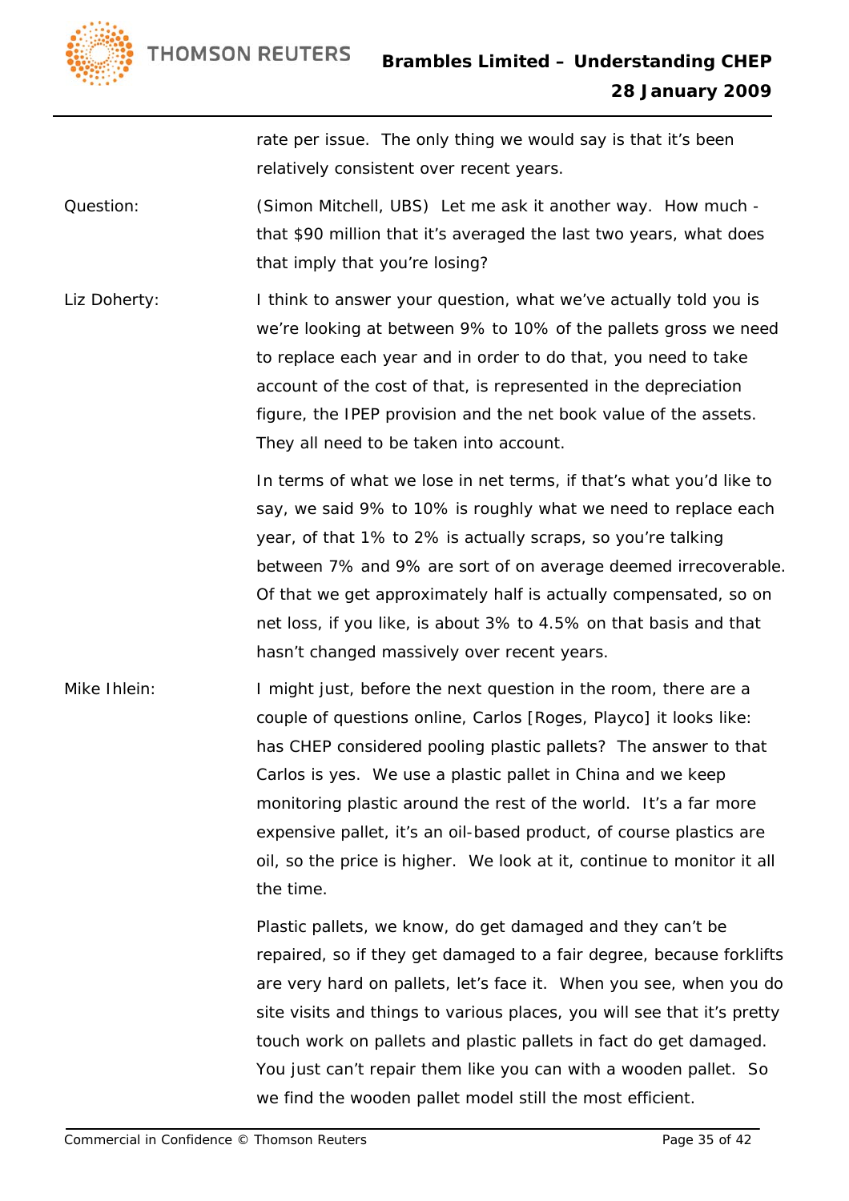rate per issue. The only thing we would say is that it's been relatively consistent over recent years.

**Question:** (Simon Mitchell, UBS) Let me ask it another way. How much - that $90 million that it's averaged the last two years, what does that imply that you're losing?

**Liz Doherty:** I think to answer your question, what we've actually told you is we're looking at between 9% to 10% of the pallets gross we need to replace each year and in order to do that, you need to take account of the cost of that, is represented in the depreciation figure, the IPEP provision and the net book value of the assets. They all need to be taken into account.

In terms of what we lose in net terms, if that's what you'd like to say, we said 9% to 10% is roughly what we need to replace each year, of that 1% to 2% is actually scraps, so you're talking between 7% and 9% are sort of on average deemed irrecoverable. Of that we get approximately half is actually compensated, so on net loss, if you like, is about 3% to 4.5% on that basis and that hasn't changed massively over recent years.

**Mike Ihlein:** I might just, before the next question in the room, there are a couple of questions online, Carlos [Roges, Playco] it looks like: has CHEP considered pooling plastic pallets? The answer to that Carlos is yes. We use a plastic pallet in China and we keep monitoring plastic around the rest of the world. It's a far more expensive pallet, it's an oil-based product, of course plastics are oil, so the price is higher. We look at it, continue to monitor it all the time.

Plastic pallets, we know, do get damaged and they can't be repaired, so if they get damaged to a fair degree, because forklifts are very hard on pallets, let's face it. When you see, when you do site visits and things to various places, you will see that it's pretty touch work on pallets and plastic pallets in fact do get damaged. You just can't repair them like you can with a wooden pallet. So we find the wooden pallet model still the most efficient.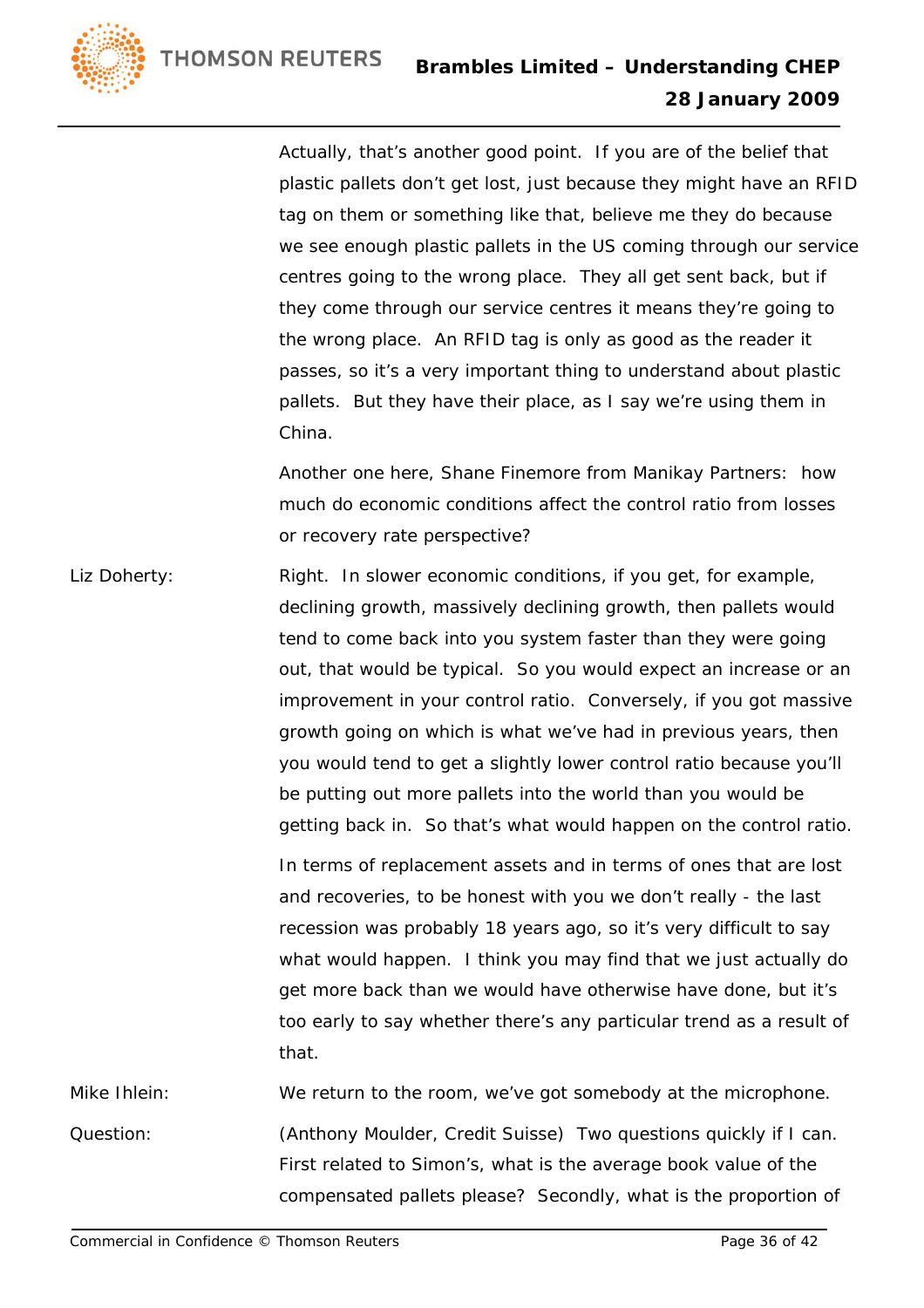Actually, that's another good point. If you are of the belief that plastic pallets don't get lost, just because they might have an RFID tag on them or something like that, believe me they do because we see enough plastic pallets in the US coming through our service centres going to the wrong place. They all get sent back, but if they come through our service centres it means they're going to the wrong place. An RFID tag is only as good as the reader it passes, so it's a very important thing to understand about plastic pallets. But they have their place, as I say we're using them in China.

Another one here, Shane Finemore from Manikay Partners: how much do economic conditions affect the control ratio from losses or recovery rate perspective?

Liz Doherty: Right. In slower economic conditions, if you get, for example, declining growth, massively declining growth, then pallets would tend to come back into you system faster than they were going out, that would be typical. So you would expect an increase or an improvement in your control ratio. Conversely, if you got massive growth going on which is what we've had in previous years, then you would tend to get a slightly lower control ratio because you'll be putting out more pallets into the world than you would be getting back in. So that's what would happen on the control ratio.

In terms of replacement assets and in terms of ones that are lost and recoveries, to be honest with you we don't really - the last recession was probably 18 years ago, so it's very difficult to say what would happen. I think you may find that we just actually do get more back than we would have otherwise have done, but it's too early to say whether there's any particular trend as a result of that.

Mike Ihlein: We return to the room, we've got somebody at the microphone.

Question: (Anthony Moulder, Credit Suisse) Two questions quickly if I can. First related to Simon's, what is the average book value of the compensated pallets please? Secondly, what is the proportion of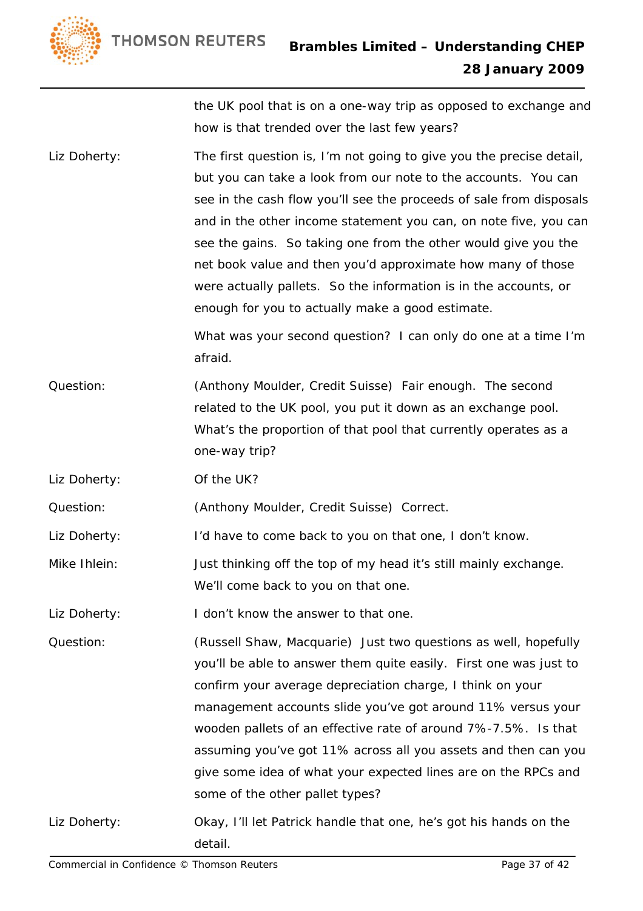the UK pool that is on a one-way trip as opposed to exchange and how is that trended over the last few years?

Liz Doherty: The first question is, I'm not going to give you the precise detail, but you can take a look from our note to the accounts. You can see in the cash flow you'll see the proceeds of sale from disposals and in the other income statement you can, on note five, you can see the gains. So taking one from the other would give you the net book value and then you'd approximate how many of those were actually pallets. So the information is in the accounts, or enough for you to actually make a good estimate.

What was your second question? I can only do one at a time I'm afraid.

Question: (Anthony Moulder, Credit Suisse) Fair enough. The second related to the UK pool, you put it down as an exchange pool. What's the proportion of that pool that currently operates as a one-way trip?

Liz Doherty: Of the UK?

Question: (Anthony Moulder, Credit Suisse) Correct.

Liz Doherty: I'd have to come back to you on that one, I don't know.

Mike Ihlein: Just thinking off the top of my head it's still mainly exchange. We'll come back to you on that one.

Liz Doherty: I don't know the answer to that one.

Question: (Russell Shaw, Macquarie) Just two questions as well, hopefully you'll be able to answer them quite easily. First one was just to confirm your average depreciation charge, I think on your management accounts slide you've got around 11% versus your wooden pallets of an effective rate of around 7%-7.5%. Is that assuming you've got 11% across all you assets and then can you give some idea of what your expected lines are on the RPCs and some of the other pallet types?

Liz Doherty: Okay, I'll let Patrick handle that one, he's got his hands on the detail.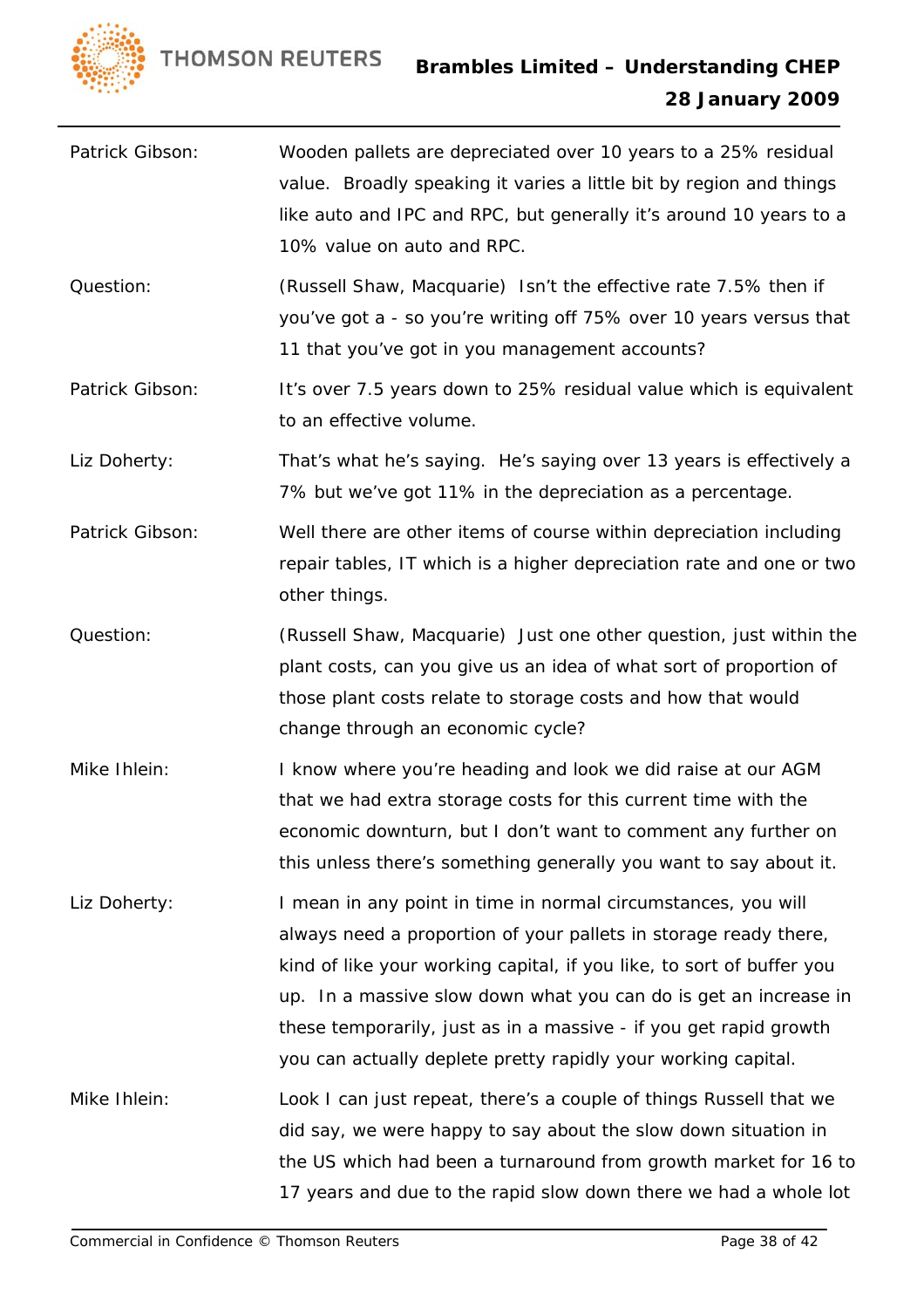Patrick Gibson: Wooden pallets are depreciated over 10 years to a 25% residual value. Broadly speaking it varies a little bit by region and things like auto and IPC and RPC, but generally it's around 10 years to a 10% value on auto and RPC.

Question: (Russell Shaw, Macquarie) Isn't the effective rate 7.5% then if you've got a - so you're writing off 75% over 10 years versus that 11 that you've got in you management accounts?

Patrick Gibson: It's over 7.5 years down to 25% residual value which is equivalent to an effective volume.

Liz Doherty: That's what he's saying. He's saying over 13 years is effectively a 7% but we've got 11% in the depreciation as a percentage.

Patrick Gibson: Well there are other items of course within depreciation including repair tables, IT which is a higher depreciation rate and one or two other things.

Question: (Russell Shaw, Macquarie) Just one other question, just within the plant costs, can you give us an idea of what sort of proportion of those plant costs relate to storage costs and how that would change through an economic cycle?

Mike Ihlein: I know where you're heading and look we did raise at our AGM that we had extra storage costs for this current time with the economic downturn, but I don't want to comment any further on this unless there's something generally you want to say about it.

Liz Doherty: I mean in any point in time in normal circumstances, you will always need a proportion of your pallets in storage ready there, kind of like your working capital, if you like, to sort of buffer you up. In a massive slow down what you can do is get an increase in these temporarily, just as in a massive - if you get rapid growth you can actually deplete pretty rapidly your working capital.

Mike Ihlein: Look I can just repeat, there's a couple of things Russell that we did say, we were happy to say about the slow down situation in the US which had been a turnaround from growth market for 16 to 17 years and due to the rapid slow down there we had a whole lot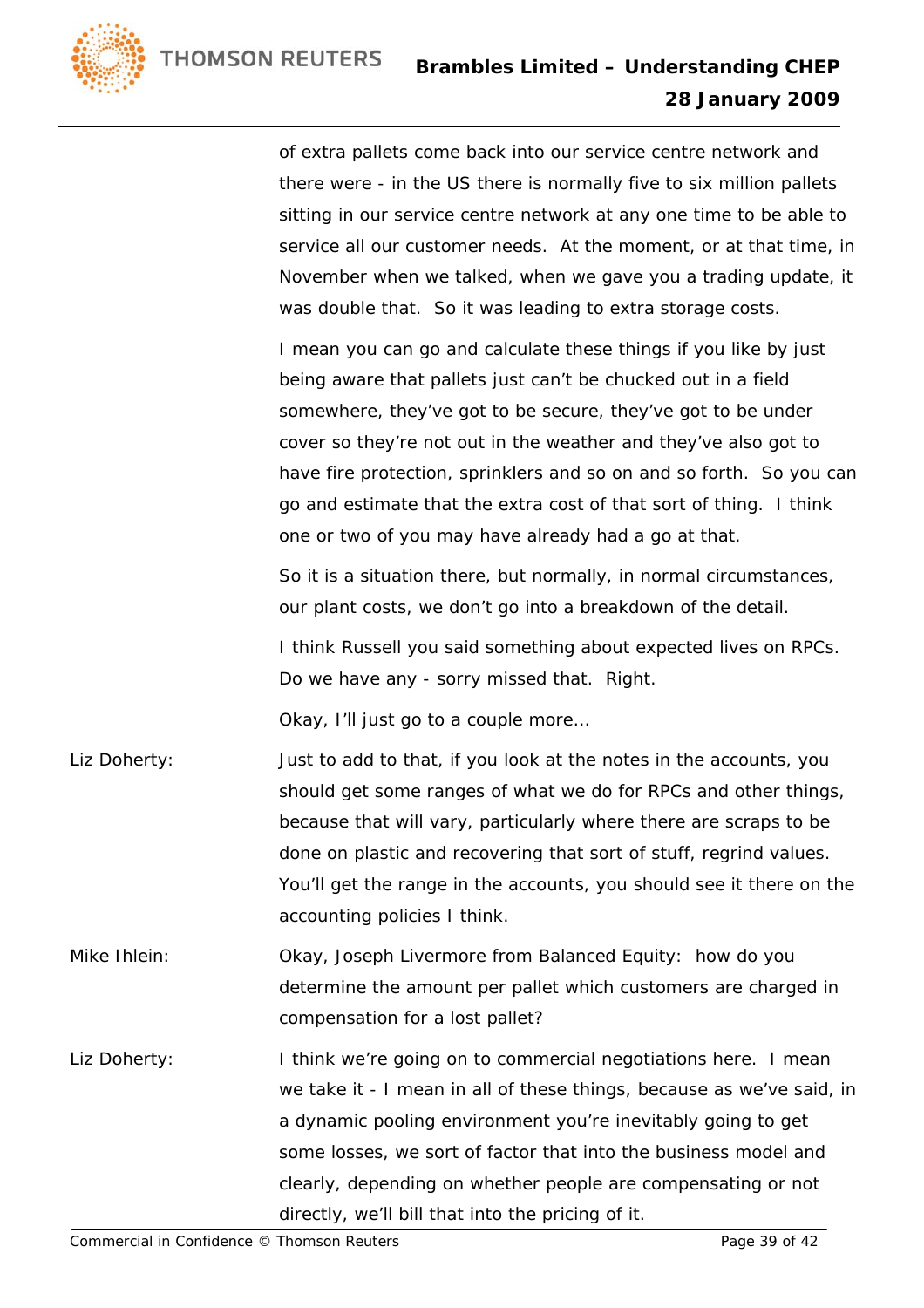of extra pallets come back into our service centre network and there were - in the US there is normally five to six million pallets sitting in our service centre network at any one time to be able to service all our customer needs. At the moment, or at that time, in November when we talked, when we gave you a trading update, it was double that. So it was leading to extra storage costs.

I mean you can go and calculate these things if you like by just being aware that pallets just can't be chucked out in a field somewhere, they've got to be secure, they've got to be under cover so they're not out in the weather and they've also got to have fire protection, sprinklers and so on and so forth. So you can go and estimate that the extra cost of that sort of thing. I think one or two of you may have already had a go at that.

So it is a situation there, but normally, in normal circumstances, our plant costs, we don't go into a breakdown of the detail.

I think Russell you said something about expected lives on RPCs. Do we have any - sorry missed that. Right.

Okay, I'll just go to a couple more…

Liz Doherty: Just to add to that, if you look at the notes in the accounts, you should get some ranges of what we do for RPCs and other things, because that will vary, particularly where there are scraps to be done on plastic and recovering that sort of stuff, regrind values. You'll get the range in the accounts, you should see it there on the accounting policies I think.

Mike Ihlein: Okay, Joseph Livermore from Balanced Equity: how do you determine the amount per pallet which customers are charged in compensation for a lost pallet?

Liz Doherty: I think we're going on to commercial negotiations here. I mean we take it - I mean in all of these things, because as we've said, in a dynamic pooling environment you're inevitably going to get some losses, we sort of factor that into the business model and clearly, depending on whether people are compensating or not directly, we'll bill that into the pricing of it.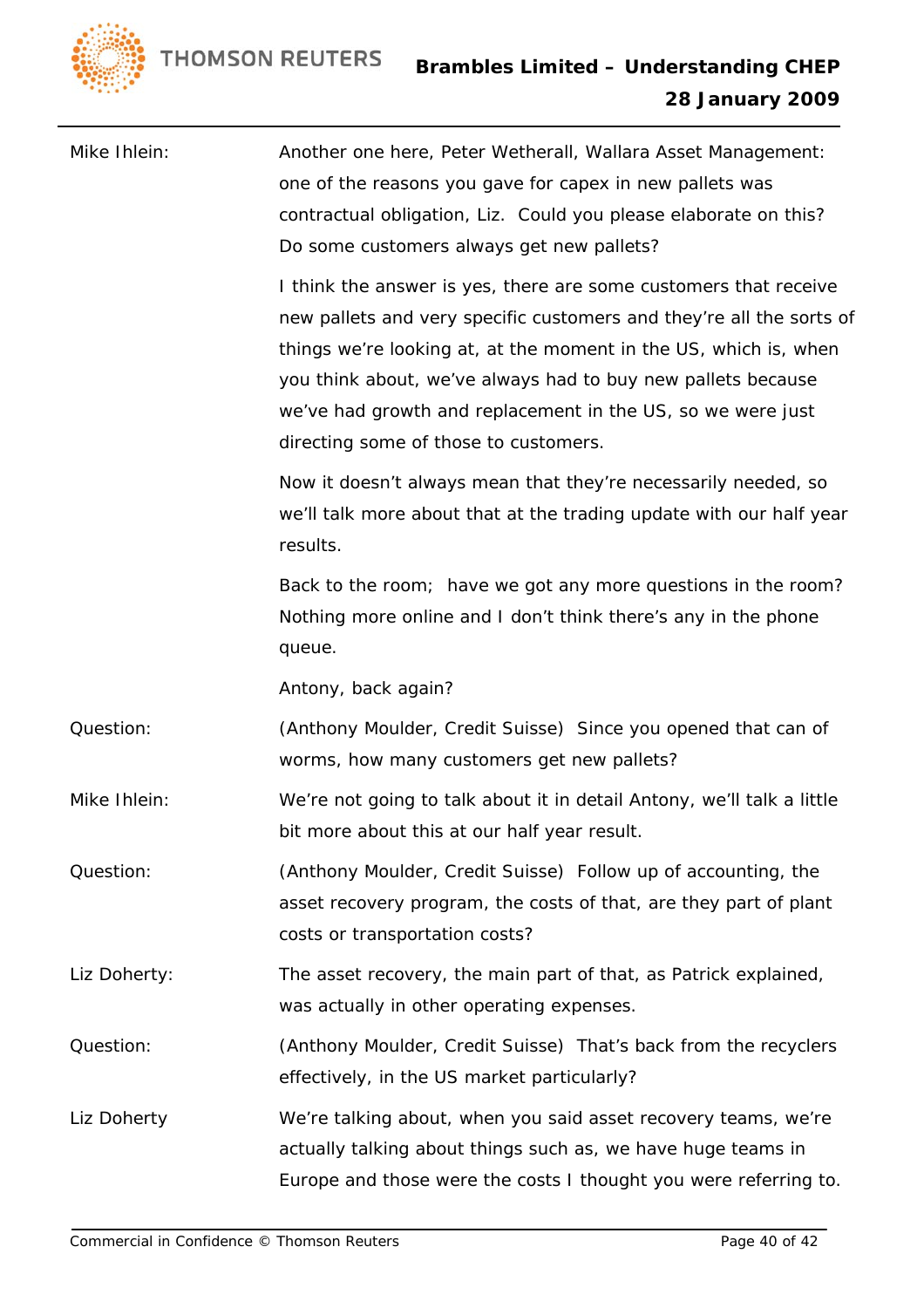| | |
|---|---|
| Mike Ihlein: | Another one here, Peter Wetherall, Wallara Asset Management: one of the reasons you gave for capex in new pallets was contractual obligation, Liz. Could you please elaborate on this? Do some customers always get new pallets? |
| | I think the answer is yes, there are some customers that receive new pallets and very specific customers and they're all the sorts of things we're looking at, at the moment in the US, which is, when you think about, we've always had to buy new pallets because we've had growth and replacement in the US, so we were just directing some of those to customers. |
| | Now it doesn't always mean that they're necessarily needed, so we'll talk more about that at the trading update with our half year results. |
| | Back to the room; have we got any more questions in the room? Nothing more online and I don't think there's any in the phone queue. |
| | Antony, back again? |
| Question: | (Anthony Moulder, Credit Suisse) Since you opened that can of worms, how many customers get new pallets? |
| Mike Ihlein: | We're not going to talk about it in detail Antony, we'll talk a little bit more about this at our half year result. |
| Question: | (Anthony Moulder, Credit Suisse) Follow up of accounting, the asset recovery program, the costs of that, are they part of plant costs or transportation costs? |
| Liz Doherty: | The asset recovery, the main part of that, as Patrick explained, was actually in other operating expenses. |
| Question: | (Anthony Moulder, Credit Suisse) That's back from the recyclers effectively, in the US market particularly? |
| Liz Doherty | We're talking about, when you said asset recovery teams, we're actually talking about things such as, we have huge teams in Europe and those were the costs I thought you were referring to. |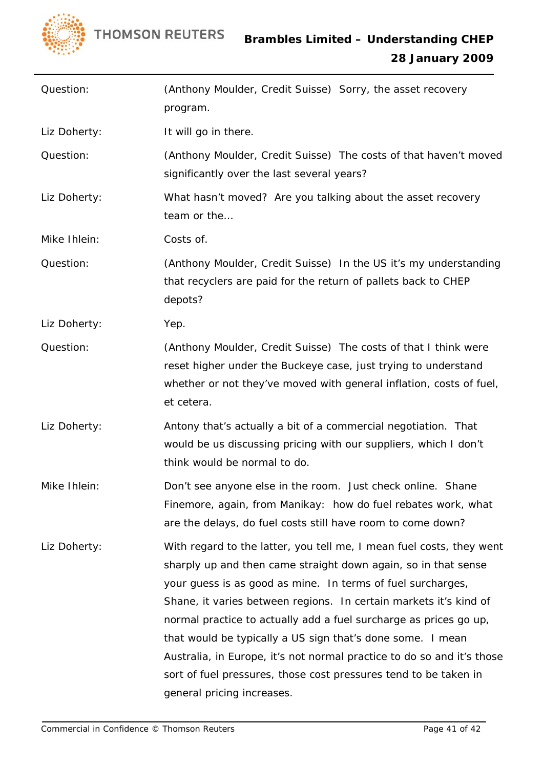| | |
|---|---|
| Question: | (Anthony Moulder, Credit Suisse) Sorry, the asset recovery program. |
| Liz Doherty: | It will go in there. |
| Question: | (Anthony Moulder, Credit Suisse) The costs of that haven't moved significantly over the last several years? |
| Liz Doherty: | What hasn't moved? Are you talking about the asset recovery team or the… |
| Mike Ihlein: | Costs of. |
| Question: | (Anthony Moulder, Credit Suisse) In the US it's my understanding that recyclers are paid for the return of pallets back to CHEP depots? |
| Liz Doherty: | Yep. |
| Question: | (Anthony Moulder, Credit Suisse) The costs of that I think were reset higher under the Buckeye case, just trying to understand whether or not they've moved with general inflation, costs of fuel, et cetera. |
| Liz Doherty: | Antony that's actually a bit of a commercial negotiation. That would be us discussing pricing with our suppliers, which I don't think would be normal to do. |
| Mike Ihlein: | Don't see anyone else in the room. Just check online. Shane Finemore, again, from Manikay: how do fuel rebates work, what are the delays, do fuel costs still have room to come down? |
| Liz Doherty: | With regard to the latter, you tell me, I mean fuel costs, they went sharply up and then came straight down again, so in that sense your guess is as good as mine. In terms of fuel surcharges, Shane, it varies between regions. In certain markets it's kind of normal practice to actually add a fuel surcharge as prices go up, that would be typically a US sign that's done some. I mean Australia, in Europe, it's not normal practice to do so and it's those sort of fuel pressures, those cost pressures tend to be taken in general pricing increases. |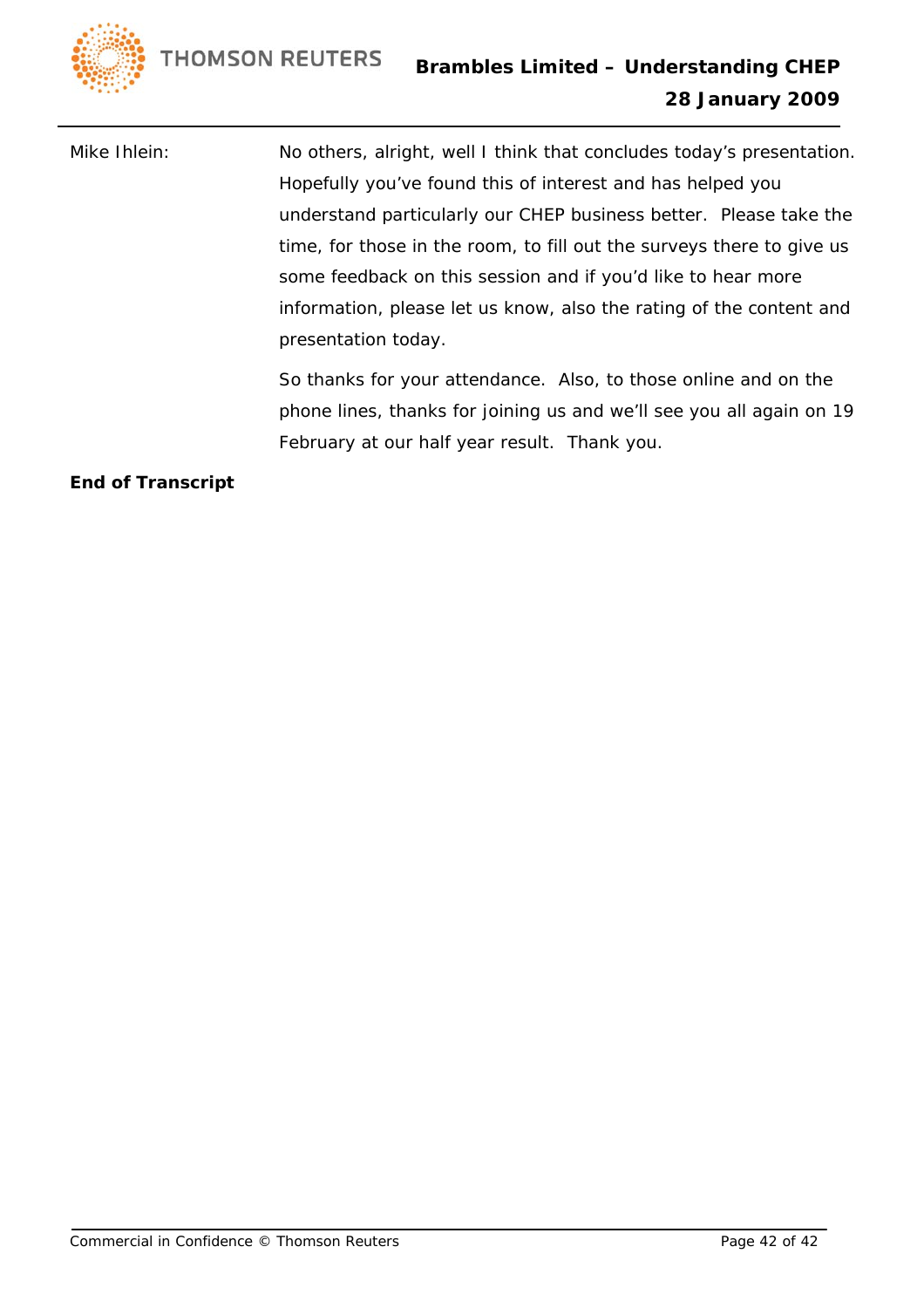Mike Ihlein: No others, alright, well I think that concludes today's presentation. Hopefully you've found this of interest and has helped you understand particularly our CHEP business better. Please take the time, for those in the room, to fill out the surveys there to give us some feedback on this session and if you'd like to hear more information, please let us know, also the rating of the content and presentation today.

So thanks for your attendance. Also, to those online and on the phone lines, thanks for joining us and we'll see you all again on 19 February at our half year result. Thank you.

**End of Transcript**